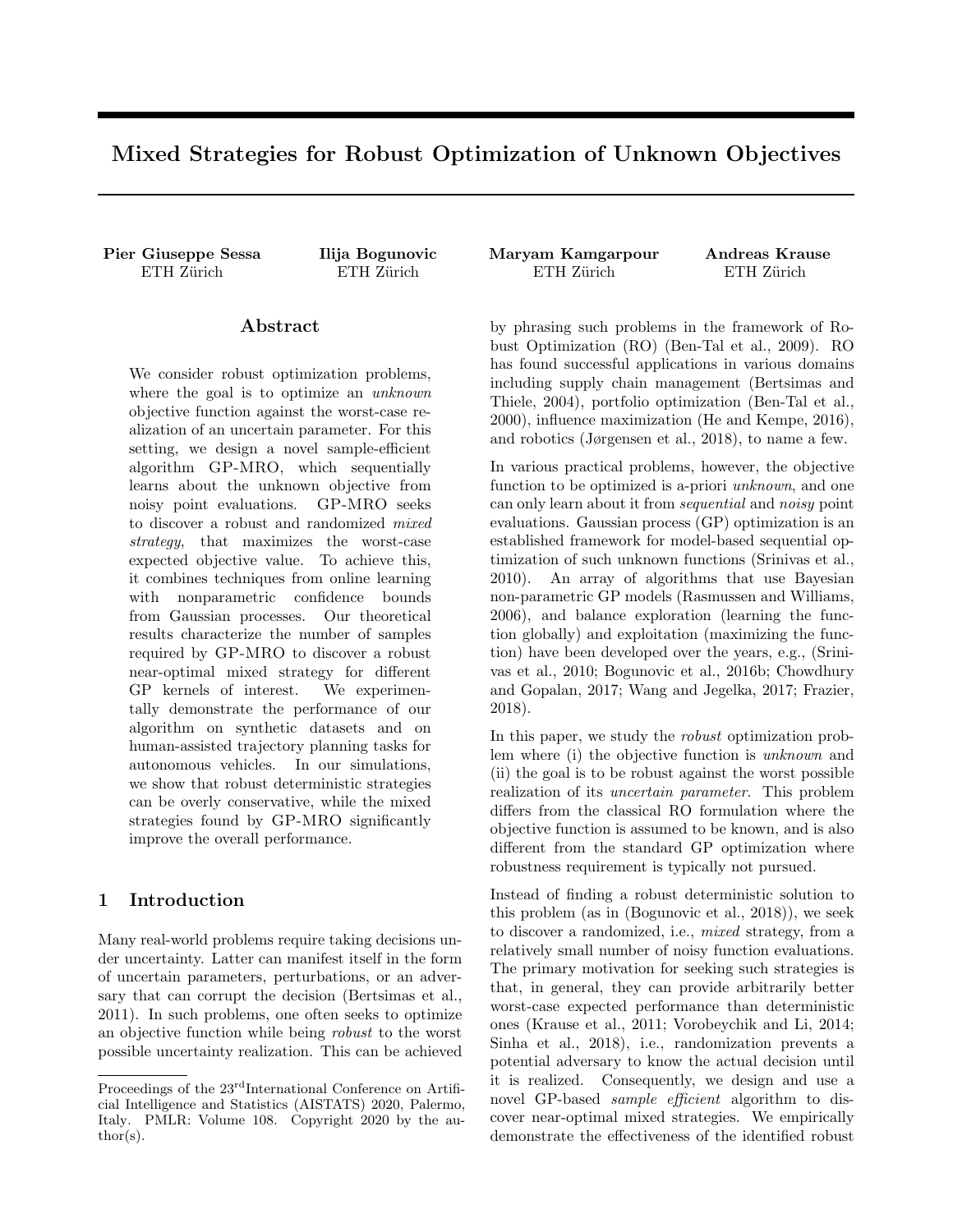# Mixed Strategies for Robust Optimization of Unknown Objectives

**Pier Giuseppe Sessa**
ETH Zürich

**Ilija Bogunovic**
ETH Zürich

**Maryam Kamgarpour**
ETH Zürich

**Andreas Krause**
ETH Zürich

## Abstract

We consider robust optimization problems, where the goal is to optimize an *unknown* objective function against the worst-case realization of an uncertain parameter. For this setting, we design a novel sample-efficient algorithm GP-MRO, which sequentially learns about the unknown objective from noisy point evaluations. GP-MRO seeks to discover a robust and randomized *mixed strategy*, that maximizes the worst-case expected objective value. To achieve this, it combines techniques from online learning with nonparametric confidence bounds from Gaussian processes. Our theoretical results characterize the number of samples required by GP-MRO to discover a robust near-optimal mixed strategy for different GP kernels of interest. We experimentally demonstrate the performance of our algorithm on synthetic datasets and on human-assisted trajectory planning tasks for autonomous vehicles. In our simulations, we show that robust deterministic strategies can be overly conservative, while the mixed strategies found by GP-MRO significantly improve the overall performance.

## 1 Introduction

Many real-world problems require taking decisions under uncertainty. Latter can manifest itself in the form of uncertain parameters, perturbations, or an adversary that can corrupt the decision (Bertsimas et al., 2011). In such problems, one often seeks to optimize an objective function while being *robust* to the worst possible uncertainty realization. This can be achieved by phrasing such problems in the framework of Robust Optimization (RO) (Ben-Tal et al., 2009). RO has found successful applications in various domains including supply chain management (Bertsimas and Thiele, 2004), portfolio optimization (Ben-Tal et al., 2000), influence maximization (He and Kempe, 2016), and robotics (Jørgensen et al., 2018), to name a few.

In various practical problems, however, the objective function to be optimized is a-priori *unknown*, and one can only learn about it from *sequential* and *noisy* point evaluations. Gaussian process (GP) optimization is an established framework for model-based sequential optimization of such unknown functions (Srinivas et al., 2010). An array of algorithms that use Bayesian non-parametric GP models (Rasmussen and Williams, 2006), and balance exploration (learning the function globally) and exploitation (maximizing the function) have been developed over the years, e.g., (Srinivas et al., 2010; Bogunovic et al., 2016b; Chowdhury and Gopalan, 2017; Wang and Jegelka, 2017; Frazier, 2018).

In this paper, we study the *robust* optimization problem where (i) the objective function is *unknown* and (ii) the goal is to be robust against the worst possible realization of its *uncertain parameter*. This problem differs from the classical RO formulation where the objective function is assumed to be known, and is also different from the standard GP optimization where robustness requirement is typically not pursued.

Instead of finding a robust deterministic solution to this problem (as in (Bogunovic et al., 2018)), we seek to discover a randomized, i.e., *mixed* strategy, from a relatively small number of noisy function evaluations. The primary motivation for seeking such strategies is that, in general, they can provide arbitrarily better worst-case expected performance than deterministic ones (Krause et al., 2011; Vorobeychik and Li, 2014; Sinha et al., 2018), i.e., randomization prevents a potential adversary to know the actual decision until it is realized. Consequently, we design and use a novel GP-based *sample efficient* algorithm to discover near-optimal mixed strategies. We empirically demonstrate the effectiveness of the identified robust

Proceedings of the 23rd International Conference on Artificial Intelligence and Statistics (AISTATS) 2020, Palermo, Italy. PMLR: Volume 108. Copyright 2020 by the author(s).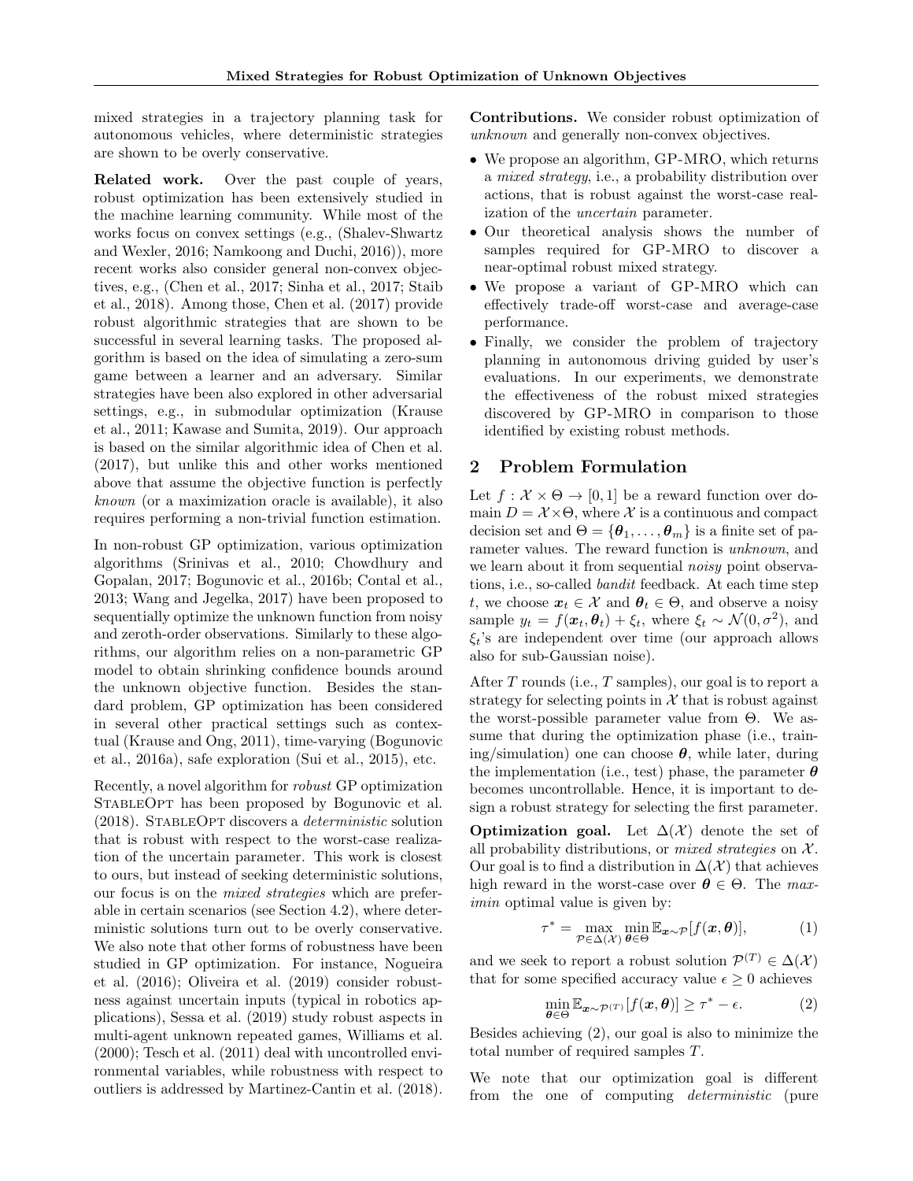mixed strategies in a trajectory planning task for autonomous vehicles, where deterministic strategies are shown to be overly conservative.

**Related work.** Over the past couple of years, robust optimization has been extensively studied in the machine learning community. While most of the works focus on convex settings (e.g., (Shalev-Shwartz and Wexler, 2016; Namkoong and Duchi, 2016)), more recent works also consider general non-convex objectives, e.g., (Chen et al., 2017; Sinha et al., 2017; Staib et al., 2018). Among those, Chen et al. (2017) provide robust algorithmic strategies that are shown to be successful in several learning tasks. The proposed algorithm is based on the idea of simulating a zero-sum game between a learner and an adversary. Similar strategies have been also explored in other adversarial settings, e.g., in submodular optimization (Krause et al., 2011; Kawase and Sumita, 2019). Our approach is based on the similar algorithmic idea of Chen et al. (2017), but unlike this and other works mentioned above that assume the objective function is perfectly *known* (or a maximization oracle is available), it also requires performing a non-trivial function estimation.

In non-robust GP optimization, various optimization algorithms (Srinivas et al., 2010; Chowdhury and Gopalan, 2017; Bogunovic et al., 2016b; Contal et al., 2013; Wang and Jegelka, 2017) have been proposed to sequentially optimize the unknown function from noisy and zeroth-order observations. Similarly to these algorithms, our algorithm relies on a non-parametric GP model to obtain shrinking confidence bounds around the unknown objective function. Besides the standard problem, GP optimization has been considered in several other practical settings such as contextual (Krause and Ong, 2011), time-varying (Bogunovic et al., 2016a), safe exploration (Sui et al., 2015), etc.

Recently, a novel algorithm for *robust* GP optimization StableOpt has been proposed by Bogunovic et al. (2018). StableOpt discovers a *deterministic* solution that is robust with respect to the worst-case realization of the uncertain parameter. This work is closest to ours, but instead of seeking deterministic solutions, our focus is on the *mixed strategies* which are preferable in certain scenarios (see Section 4.2), where deterministic solutions turn out to be overly conservative. We also note that other forms of robustness have been studied in GP optimization. For instance, Nogueira et al. (2016); Oliveira et al. (2019) consider robustness against uncertain inputs (typical in robotics applications), Sessa et al. (2019) study robust aspects in multi-agent unknown repeated games, Williams et al. (2000); Tesch et al. (2011) deal with uncontrolled environmental variables, while robustness with respect to outliers is addressed by Martinez-Cantin et al. (2018).

**Contributions.** We consider robust optimization of *unknown* and generally non-convex objectives.

- We propose an algorithm, GP-MRO, which returns a *mixed strategy*, i.e., a probability distribution over actions, that is robust against the worst-case realization of the *uncertain* parameter.
- Our theoretical analysis shows the number of samples required for GP-MRO to discover a near-optimal robust mixed strategy.
- We propose a variant of GP-MRO which can effectively trade-off worst-case and average-case performance.
- Finally, we consider the problem of trajectory planning in autonomous driving guided by user's evaluations. In our experiments, we demonstrate the effectiveness of the robust mixed strategies discovered by GP-MRO in comparison to those identified by existing robust methods.

## 2 Problem Formulation

Let $f : \mathcal{X} \times \Theta \to [0, 1]$ be a reward function over domain $D = \mathcal{X} \times \Theta$, where $\mathcal{X}$ is a continuous and compact decision set and $\Theta = \{\boldsymbol{\theta}_1, \dots, \boldsymbol{\theta}_m\}$ is a finite set of parameter values. The reward function is *unknown*, and we learn about it from sequential *noisy* point observations, i.e., so-called *bandit* feedback. At each time step $t$, we choose $\boldsymbol{x}_t \in \mathcal{X}$ and $\boldsymbol{\theta}_t \in \Theta$, and observe a noisy sample $y_t = f(\boldsymbol{x}_t, \boldsymbol{\theta}_t) + \xi_t$, where $\xi_t \sim \mathcal{N}(0, \sigma^2)$, and $\xi_t$'s are independent over time (our approach allows also for sub-Gaussian noise).

After $T$ rounds (i.e., $T$ samples), our goal is to report a strategy for selecting points in $\mathcal{X}$ that is robust against the worst-possible parameter value from $\Theta$. We assume that during the optimization phase (i.e., training/simulation) one can choose $\boldsymbol{\theta}$, while later, during the implementation (i.e., test) phase, the parameter $\boldsymbol{\theta}$ becomes uncontrollable. Hence, it is important to design a robust strategy for selecting the first parameter.

**Optimization goal.** Let $\Delta(\mathcal{X})$ denote the set of all probability distributions, or *mixed strategies* on $\mathcal{X}$. Our goal is to find a distribution in $\Delta(\mathcal{X})$ that achieves high reward in the worst-case over $\boldsymbol{\theta} \in \Theta$. The *maximin* optimal value is given by:

$$\tau^* = \max_{\mathcal{P} \in \Delta(\mathcal{X})} \min_{\boldsymbol{\theta} \in \Theta} \mathbb{E}_{\boldsymbol{x} \sim \mathcal{P}}[f(\boldsymbol{x}, \boldsymbol{\theta})], \tag{1}$$

and we seek to report a robust solution $\mathcal{P}^{(T)} \in \Delta(\mathcal{X})$ that for some specified accuracy value $\epsilon \geq 0$ achieves

$$\min_{\boldsymbol{\theta} \in \Theta} \mathbb{E}_{\boldsymbol{x} \sim \mathcal{P}^{(T)}}[f(\boldsymbol{x}, \boldsymbol{\theta})] \geq \tau^* - \epsilon. \tag{2}$$

Besides achieving (2), our goal is also to minimize the total number of required samples $T$.

We note that our optimization goal is different from the one of computing *deterministic* (pure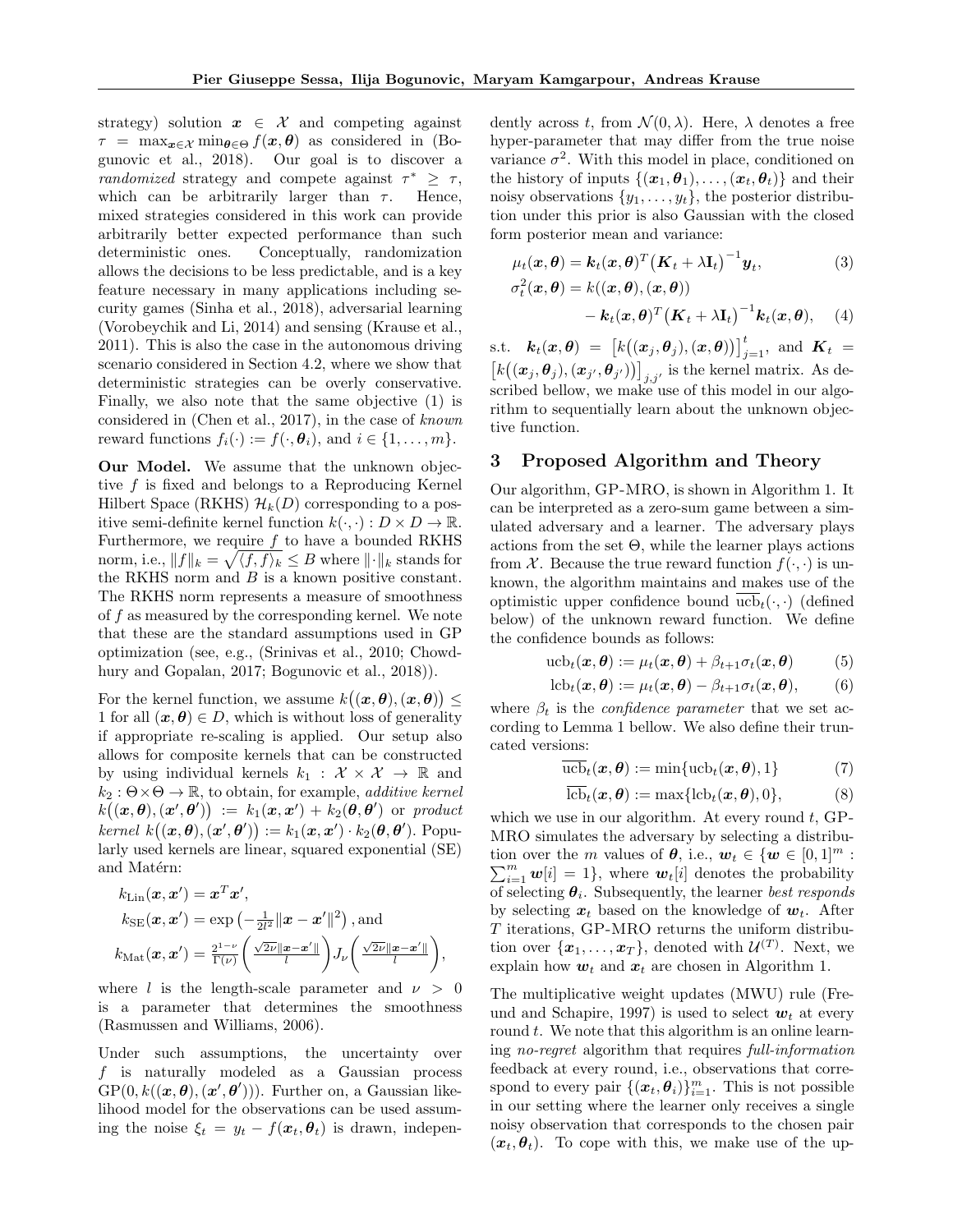strategy) solution $\boldsymbol{x} \in \mathcal{X}$ and competing against $\tau = \max_{\boldsymbol{x} \in \mathcal{X}} \min_{\boldsymbol{\theta} \in \Theta} f(\boldsymbol{x}, \boldsymbol{\theta})$ as considered in (Bogunovic et al., 2018). Our goal is to discover a *randomized* strategy and compete against $\tau^* \geq \tau$, which can be arbitrarily larger than $\tau$. Hence, mixed strategies considered in this work can provide arbitrarily better expected performance than such deterministic ones. Conceptually, randomization allows the decisions to be less predictable, and is a key feature necessary in many applications including security games (Sinha et al., 2018), adversarial learning (Vorobeychik and Li, 2014) and sensing (Krause et al., 2011). This is also the case in the autonomous driving scenario considered in Section 4.2, where we show that deterministic strategies can be overly conservative. Finally, we also note that the same objective (1) is considered in (Chen et al., 2017), in the case of *known* reward functions $f_i(\cdot) := f(\cdot, \boldsymbol{\theta}_i)$, and $i \in \{1, \ldots, m\}$.

**Our Model.** We assume that the unknown objective $f$ is fixed and belongs to a Reproducing Kernel Hilbert Space (RKHS) $\mathcal{H}_k(D)$ corresponding to a positive semi-definite kernel function $k(\cdot, \cdot) : D \times D \to \mathbb{R}$. Furthermore, we require $f$ to have a bounded RKHS norm, i.e., $\|f\|_k = \sqrt{\langle f, f \rangle_k} \leq B$ where $\|\cdot\|_k$ stands for the RKHS norm and $B$ is a known positive constant. The RKHS norm represents a measure of smoothness of $f$ as measured by the corresponding kernel. We note that these are the standard assumptions used in GP optimization (see, e.g., (Srinivas et al., 2010; Chowdhury and Gopalan, 2017; Bogunovic et al., 2018)).

For the kernel function, we assume $k\big((\boldsymbol{x}, \boldsymbol{\theta}), (\boldsymbol{x}, \boldsymbol{\theta})\big) \leq 1$ for all $(\boldsymbol{x}, \boldsymbol{\theta}) \in D$, which is without loss of generality if appropriate re-scaling is applied. Our setup also allows for composite kernels that can be constructed by using individual kernels $k_1 : \mathcal{X} \times \mathcal{X} \to \mathbb{R}$ and $k_2 : \Theta \times \Theta \to \mathbb{R}$, to obtain, for example, *additive kernel* $k\big((\boldsymbol{x}, \boldsymbol{\theta}), (\boldsymbol{x}', \boldsymbol{\theta}')\big) := k_1(\boldsymbol{x}, \boldsymbol{x}') + k_2(\boldsymbol{\theta}, \boldsymbol{\theta}')$ or *product kernel* $k\big((\boldsymbol{x}, \boldsymbol{\theta}), (\boldsymbol{x}', \boldsymbol{\theta}')\big) := k_1(\boldsymbol{x}, \boldsymbol{x}') \cdot k_2(\boldsymbol{\theta}, \boldsymbol{\theta}')$. Popularly used kernels are linear, squared exponential (SE) and Matérn:

$$
\begin{aligned}
&k_{\text{Lin}}(\boldsymbol{x}, \boldsymbol{x}') = \boldsymbol{x}^T \boldsymbol{x}', \\
&k_{\text{SE}}(\boldsymbol{x}, \boldsymbol{x}') = \exp\left(-\tfrac{1}{2l^2}\|\boldsymbol{x} - \boldsymbol{x}'\|^2\right), \text{and} \\
&k_{\text{Mat}}(\boldsymbol{x}, \boldsymbol{x}') = \tfrac{2^{1-\nu}}{\Gamma(\nu)}\bigg(\tfrac{\sqrt{2\nu}\|\boldsymbol{x} - \boldsymbol{x}'\|}{l}\bigg) J_\nu\bigg(\tfrac{\sqrt{2\nu}\|\boldsymbol{x} - \boldsymbol{x}'\|}{l}\bigg),
\end{aligned}
$$

where $l$ is the length-scale parameter and $\nu > 0$ is a parameter that determines the smoothness (Rasmussen and Williams, 2006).

Under such assumptions, the uncertainty over $f$ is naturally modeled as a Gaussian process $\text{GP}(0, k((\boldsymbol{x}, \boldsymbol{\theta}), (\boldsymbol{x}', \boldsymbol{\theta}')))$. Further on, a Gaussian likelihood model for the observations can be used assuming the noise $\xi_t = y_t - f(\boldsymbol{x}_t, \boldsymbol{\theta}_t)$ is drawn, independently across $t$, from $\mathcal{N}(0, \lambda)$. Here, $\lambda$ denotes a free hyper-parameter that may differ from the true noise variance $\sigma^2$. With this model in place, conditioned on the history of inputs $\{(\boldsymbol{x}_1, \boldsymbol{\theta}_1), \ldots, (\boldsymbol{x}_t, \boldsymbol{\theta}_t)\}$ and their noisy observations $\{y_1, \ldots, y_t\}$, the posterior distribution under this prior is also Gaussian with the closed form posterior mean and variance:

$$
\mu_t(\boldsymbol{x}, \boldsymbol{\theta}) = \boldsymbol{k}_t(\boldsymbol{x}, \boldsymbol{\theta})^T \big(\boldsymbol{K}_t + \lambda \mathbf{I}_t\big)^{-1} \boldsymbol{y}_t, \tag{3}
$$

$$
\sigma_t^2(\boldsymbol{x}, \boldsymbol{\theta}) = k((\boldsymbol{x}, \boldsymbol{\theta}), (\boldsymbol{x}, \boldsymbol{\theta})) - \boldsymbol{k}_t(\boldsymbol{x}, \boldsymbol{\theta})^T \big(\boldsymbol{K}_t + \lambda \mathbf{I}_t\big)^{-1} \boldsymbol{k}_t(\boldsymbol{x}, \boldsymbol{\theta}), \tag{4}
$$

s.t. $\boldsymbol{k}_t(\boldsymbol{x}, \boldsymbol{\theta}) = \big[k\big((\boldsymbol{x}_j, \boldsymbol{\theta}_j), (\boldsymbol{x}, \boldsymbol{\theta})\big)\big]_{j=1}^t$, and $\boldsymbol{K}_t = \big[k\big((\boldsymbol{x}_j, \boldsymbol{\theta}_j), (\boldsymbol{x}_{j'}, \boldsymbol{\theta}_{j'})\big)\big]_{j,j'}$ is the kernel matrix. As described bellow, we make use of this model in our algorithm to sequentially learn about the unknown objective function.

## 3 Proposed Algorithm and Theory

Our algorithm, GP-MRO, is shown in Algorithm 1. It can be interpreted as a zero-sum game between a simulated adversary and a learner. The adversary plays actions from the set $\Theta$, while the learner plays actions from $\mathcal{X}$. Because the true reward function $f(\cdot, \cdot)$ is unknown, the algorithm maintains and makes use of the optimistic upper confidence bound $\overline{\text{ucb}}_t(\cdot, \cdot)$ (defined below) of the unknown reward function. We define the confidence bounds as follows:

$$
\text{ucb}_t(\boldsymbol{x}, \boldsymbol{\theta}) := \mu_t(\boldsymbol{x}, \boldsymbol{\theta}) + \beta_{t+1} \sigma_t(\boldsymbol{x}, \boldsymbol{\theta}) \tag{5}
$$

$$
\text{lcb}_t(\boldsymbol{x}, \boldsymbol{\theta}) := \mu_t(\boldsymbol{x}, \boldsymbol{\theta}) - \beta_{t+1} \sigma_t(\boldsymbol{x}, \boldsymbol{\theta}), \tag{6}
$$

where $\beta_t$ is the *confidence parameter* that we set according to Lemma 1 bellow. We also define their truncated versions:

$$
\overline{\text{ucb}}_t(\boldsymbol{x}, \boldsymbol{\theta}) := \min\{\text{ucb}_t(\boldsymbol{x}, \boldsymbol{\theta}), 1\} \tag{7}
$$

$$
\overline{\text{lcb}}_t(\boldsymbol{x}, \boldsymbol{\theta}) := \max\{\text{lcb}_t(\boldsymbol{x}, \boldsymbol{\theta}), 0\}, \tag{8}
$$

which we use in our algorithm. At every round $t$, GP-MRO simulates the adversary by selecting a distribution over the $m$ values of $\boldsymbol{\theta}$, i.e., $\boldsymbol{w}_t \in \{\boldsymbol{w} \in [0,1]^m : \sum_{i=1}^m \boldsymbol{w}[i] = 1\}$, where $\boldsymbol{w}_t[i]$ denotes the probability of selecting $\boldsymbol{\theta}_i$. Subsequently, the learner *best responds* by selecting $\boldsymbol{x}_t$ based on the knowledge of $\boldsymbol{w}_t$. After $T$ iterations, GP-MRO returns the uniform distribution over $\{\boldsymbol{x}_1, \ldots, \boldsymbol{x}_T\}$, denoted with $\mathcal{U}^{(T)}$. Next, we explain how $\boldsymbol{w}_t$ and $\boldsymbol{x}_t$ are chosen in Algorithm 1.

The multiplicative weight updates (MWU) rule (Freund and Schapire, 1997) is used to select $\boldsymbol{w}_t$ at every round $t$. We note that this algorithm is an online learning *no-regret* algorithm that requires *full-information* feedback at every round, i.e., observations that correspond to every pair $\{(\boldsymbol{x}_t, \boldsymbol{\theta}_i)\}_{i=1}^m$. This is not possible in our setting where the learner only receives a single noisy observation that corresponds to the chosen pair $(\boldsymbol{x}_t, \boldsymbol{\theta}_t)$. To cope with this, we make use of the up-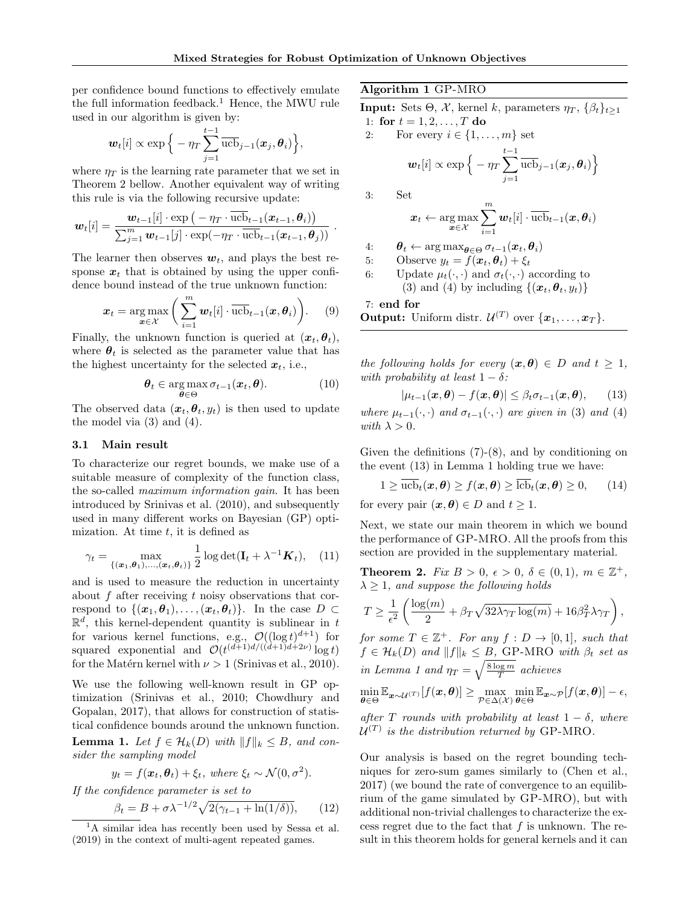per confidence bound functions to effectively emulate the full information feedback.[1] Hence, the MWU rule used in our algorithm is given by:

$$\boldsymbol{w}_t[i] \propto \exp\Big\{ -\eta_T \sum_{j=1}^{t-1} \overline{\mathrm{ucb}}_{j-1}(\boldsymbol{x}_j, \boldsymbol{\theta}_i) \Big\},$$

where $\eta_T$ is the learning rate parameter that we set in Theorem 2 bellow. Another equivalent way of writing this rule is via the following recursive update:

$$\boldsymbol{w}_t[i] = \frac{\boldsymbol{w}_{t-1}[i] \cdot \exp\big( -\eta_T \cdot \overline{\mathrm{ucb}}_{t-1}(\boldsymbol{x}_{t-1}, \boldsymbol{\theta}_i)\big)}{\sum_{j=1}^m \boldsymbol{w}_{t-1}[j] \cdot \exp(-\eta_T \cdot \overline{\mathrm{ucb}}_{t-1}(\boldsymbol{x}_{t-1}, \boldsymbol{\theta}_j))}.$$

The learner then observes $\boldsymbol{w}_t$, and plays the best response $\boldsymbol{x}_t$ that is obtained by using the upper confidence bound instead of the true unknown function:

$$\boldsymbol{x}_t = \arg\max_{\boldsymbol{x} \in \mathcal{X}} \bigg( \sum_{i=1}^m \boldsymbol{w}_t[i] \cdot \overline{\mathrm{ucb}}_{t-1}(\boldsymbol{x}, \boldsymbol{\theta}_i) \bigg). \quad (9)$$

Finally, the unknown function is queried at $(\boldsymbol{x}_t, \boldsymbol{\theta}_t)$, where $\boldsymbol{\theta}_t$ is selected as the parameter value that has the highest uncertainty for the selected $\boldsymbol{x}_t$, i.e.,

$$\boldsymbol{\theta}_t \in \arg\max_{\boldsymbol{\theta} \in \Theta} \sigma_{t-1}(\boldsymbol{x}_t, \boldsymbol{\theta}). \quad (10)$$

The observed data $(\boldsymbol{x}_t, \boldsymbol{\theta}_t, y_t)$ is then used to update the model via (3) and (4).

### 3.1 Main result

To characterize our regret bounds, we make use of a suitable measure of complexity of the function class, the so-called *maximum information gain*. It has been introduced by Srinivas et al. (2010), and subsequently used in many different works on Bayesian (GP) optimization. At time $t$, it is defined as

$$\gamma_t = \max_{\{(\boldsymbol{x}_1,\boldsymbol{\theta}_1),\dots,(\boldsymbol{x}_t,\boldsymbol{\theta}_t)\}} \frac{1}{2} \log\det(\mathbf{I}_t + \lambda^{-1}\boldsymbol{K}_t), \quad (11)$$

and is used to measure the reduction in uncertainty about $f$ after receiving $t$ noisy observations that correspond to $\{(\boldsymbol{x}_1,\boldsymbol{\theta}_1),\dots,(\boldsymbol{x}_t,\boldsymbol{\theta}_t)\}$. In the case $D \subset \mathbb{R}^d$, this kernel-dependent quantity is sublinear in $t$ for various kernel functions, e.g., $\mathcal{O}((\log t)^{d+1})$ for squared exponential and $\mathcal{O}(t^{(d+1)d/((d+1)d+2\nu)} \log t)$ for the Matérn kernel with $\nu > 1$ (Srinivas et al., 2010).

We use the following well-known result in GP optimization (Srinivas et al., 2010; Chowdhury and Gopalan, 2017), that allows for construction of statistical confidence bounds around the unknown function.

**Lemma 1.** *Let $f \in \mathcal{H}_k(D)$ with $\|f\|_k \le B$, and consider the sampling model*

$$y_t = f(\boldsymbol{x}_t, \boldsymbol{\theta}_t) + \xi_t, \text{ where } \xi_t \sim \mathcal{N}(0, \sigma^2).$$

*If the confidence parameter is set to*

$$\beta_t = B + \sigma\lambda^{-1/2}\sqrt{2(\gamma_{t-1} + \ln(1/\delta))}, \quad (12)$$

*the following holds for every $(\boldsymbol{x}, \boldsymbol{\theta}) \in D$ and $t \ge 1$, with probability at least $1 - \delta$:*

$$|\mu_{t-1}(\boldsymbol{x}, \boldsymbol{\theta}) - f(\boldsymbol{x}, \boldsymbol{\theta})| \le \beta_t \sigma_{t-1}(\boldsymbol{x}, \boldsymbol{\theta}), \quad (13)$$

*where $\mu_{t-1}(\cdot,\cdot)$ and $\sigma_{t-1}(\cdot,\cdot)$ are given in (3) and (4) with $\lambda > 0$.*

Given the definitions (7)-(8), and by conditioning on the event (13) in Lemma 1 holding true we have:

$$1 \ge \overline{\mathrm{ucb}}_t(\boldsymbol{x}, \boldsymbol{\theta}) \ge f(\boldsymbol{x}, \boldsymbol{\theta}) \ge \overline{\mathrm{lcb}}_t(\boldsymbol{x}, \boldsymbol{\theta}) \ge 0, \quad (14)$$

for every pair $(\boldsymbol{x}, \boldsymbol{\theta}) \in D$ and $t \ge 1$.

Next, we state our main theorem in which we bound the performance of GP-MRO. All the proofs from this section are provided in the supplementary material.

**Theorem 2.** *Fix $B > 0$, $\epsilon > 0$, $\delta \in (0,1)$, $m \in \mathbb{Z}^+$, $\lambda \ge 1$, and suppose the following holds*

$$T \ge \frac{1}{\epsilon^2}\left( \frac{\log(m)}{2} + \beta_T\sqrt{32\lambda\gamma_T \log(m)} + 16\beta_T^2\lambda\gamma_T \right),$$

*for some $T \in \mathbb{Z}^+$. For any $f : D \to [0,1]$, such that $f \in \mathcal{H}_k(D)$ and $\|f\|_k \le B$,* GP-MRO *with $\beta_t$ set as in Lemma 1 and $\eta_T = \sqrt{\frac{8 \log m}{T}}$ achieves*

$$\min_{\boldsymbol{\theta}\in\Theta} \mathbb{E}_{\boldsymbol{x}\sim\mathcal{U}^{(T)}}[f(\boldsymbol{x}, \boldsymbol{\theta})] \ge \max_{\mathcal{P}\in\Delta(\mathcal{X})} \min_{\boldsymbol{\theta}\in\Theta} \mathbb{E}_{\boldsymbol{x}\sim\mathcal{P}}[f(\boldsymbol{x}, \boldsymbol{\theta})] - \epsilon,$$

*after $T$ rounds with probability at least $1 - \delta$, where $\mathcal{U}^{(T)}$ is the distribution returned by* GP-MRO.

**Algorithm 1** GP-MRO

**Input:** Sets $\Theta$, $\mathcal{X}$, kernel $k$, parameters $\eta_T$, $\{\beta_t\}_{t\ge1}$

1: **for** $t = 1, 2, \dots, T$ **do**

2: &nbsp;&nbsp;&nbsp;&nbsp;For every $i \in \{1, \dots, m\}$ set

$$\boldsymbol{w}_t[i] \propto \exp\Big\{ -\eta_T \sum_{j=1}^{t-1} \overline{\mathrm{ucb}}_{j-1}(\boldsymbol{x}_j, \boldsymbol{\theta}_i) \Big\}$$

3: &nbsp;&nbsp;&nbsp;&nbsp;Set

$$\boldsymbol{x}_t \leftarrow \arg\max_{\boldsymbol{x}\in\mathcal{X}} \sum_{i=1}^m \boldsymbol{w}_t[i] \cdot \overline{\mathrm{ucb}}_{t-1}(\boldsymbol{x}, \boldsymbol{\theta}_i)$$

4: &nbsp;&nbsp;&nbsp;&nbsp;$\boldsymbol{\theta}_t \leftarrow \arg\max_{\boldsymbol{\theta}\in\Theta} \sigma_{t-1}(\boldsymbol{x}_t, \boldsymbol{\theta})$

5: &nbsp;&nbsp;&nbsp;&nbsp;Observe $y_t = f(\boldsymbol{x}_t, \boldsymbol{\theta}_t) + \xi_t$

6: &nbsp;&nbsp;&nbsp;&nbsp;Update $\mu_t(\cdot,\cdot)$ and $\sigma_t(\cdot,\cdot)$ according to (3) and (4) by including $\{(\boldsymbol{x}_t, \boldsymbol{\theta}_t, y_t)\}$

7: **end for**

**Output:** Uniform distr. $\mathcal{U}^{(T)}$ over $\{\boldsymbol{x}_1, \dots, \boldsymbol{x}_T\}$.

Our analysis is based on the regret bounding techniques for zero-sum games similarly to (Chen et al., 2017) (we bound the rate of convergence to an equilibrium of the game simulated by GP-MRO), but with additional non-trivial challenges to characterize the excess regret due to the fact that $f$ is unknown. The result in this theorem holds for general kernels and it can

[1] A similar idea has recently been used by Sessa et al. (2019) in the context of multi-agent repeated games.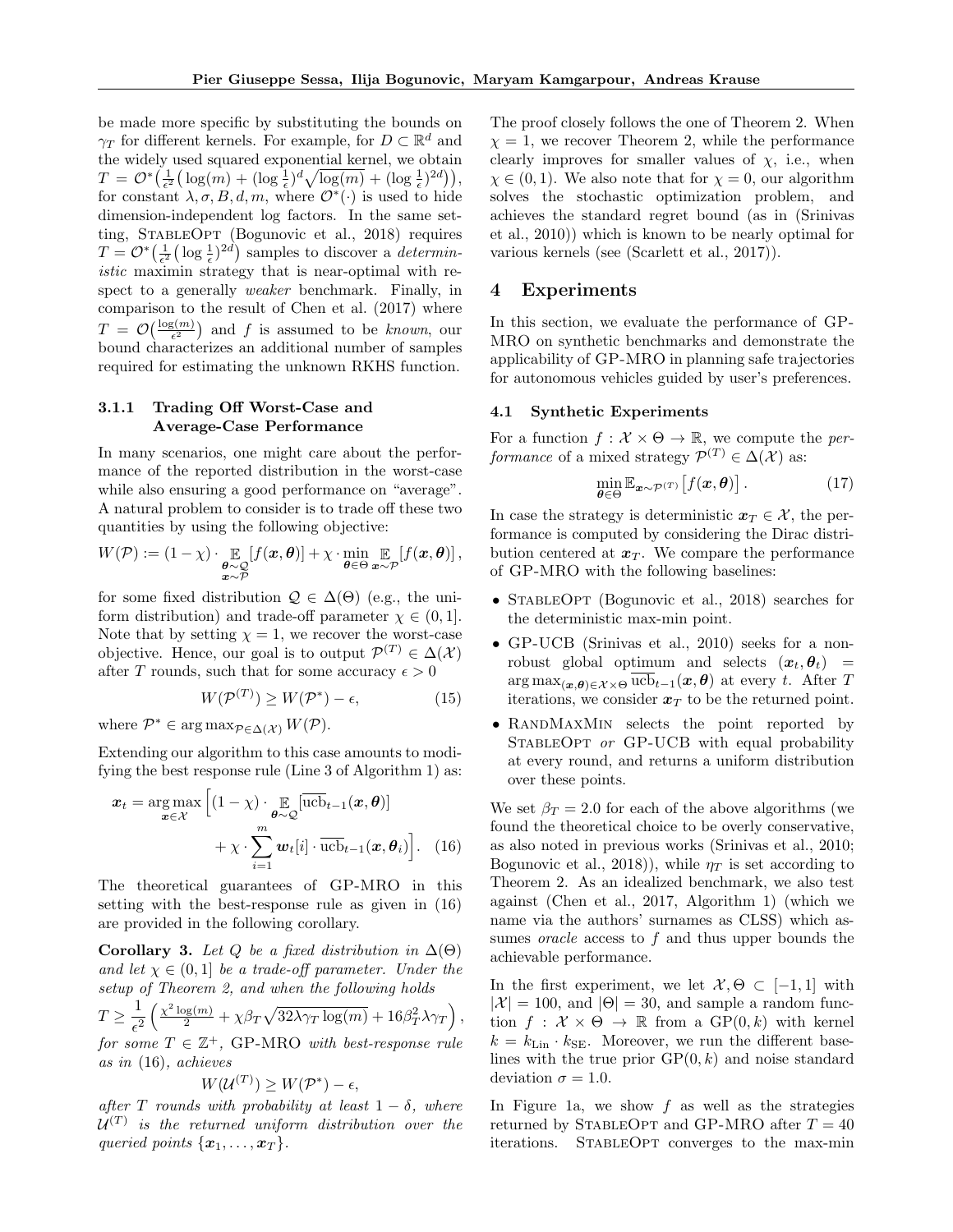be made more specific by substituting the bounds on $\gamma_T$ for different kernels. For example, for $D \subset \mathbb{R}^d$ and the widely used squared exponential kernel, we obtain $T = \mathcal{O}^*\big(\frac{1}{\epsilon^2}\big(\log(m) + (\log\frac{1}{\epsilon})^d\sqrt{\log(m)} + (\log\frac{1}{\epsilon})^{2d}\big)\big)$, for constant $\lambda, \sigma, B, d, m$, where $\mathcal{O}^*(\cdot)$ is used to hide dimension-independent log factors. In the same setting, StableOpt (Bogunovic et al., 2018) requires $T = \mathcal{O}^*\big(\frac{1}{\epsilon^2}\big(\log\frac{1}{\epsilon}\big)^{2d}\big)$ samples to discover a *deterministic* maximin strategy that is near-optimal with respect to a generally *weaker* benchmark. Finally, in comparison to the result of Chen et al. (2017) where $T = \mathcal{O}\big(\frac{\log(m)}{\epsilon^2}\big)$ and $f$ is assumed to be *known*, our bound characterizes an additional number of samples required for estimating the unknown RKHS function.

#### 3.1.1 Trading Off Worst-Case and Average-Case Performance

In many scenarios, one might care about the performance of the reported distribution in the worst-case while also ensuring a good performance on "average". A natural problem to consider is to trade off these two quantities by using the following objective:

$$W(\mathcal{P}) := (1-\chi)\cdot \mathop{\mathbb{E}}_{\substack{\boldsymbol{\theta}\sim\mathcal{Q}\\ \boldsymbol{x}\sim\mathcal{P}}}[f(\boldsymbol{x},\boldsymbol{\theta})] + \chi\cdot \min_{\boldsymbol{\theta}\in\Theta}\mathop{\mathbb{E}}_{\boldsymbol{x}\sim\mathcal{P}}[f(\boldsymbol{x},\boldsymbol{\theta})],$$

for some fixed distribution $\mathcal{Q} \in \Delta(\Theta)$ (e.g., the uniform distribution) and trade-off parameter $\chi \in (0, 1]$. Note that by setting $\chi = 1$, we recover the worst-case objective. Hence, our goal is to output $\mathcal{P}^{(T)} \in \Delta(\mathcal{X})$ after $T$ rounds, such that for some accuracy $\epsilon > 0$

$$W(\mathcal{P}^{(T)}) \geq W(\mathcal{P}^*) - \epsilon, \tag{15}$$

where $\mathcal{P}^* \in \arg\max_{\mathcal{P}\in\Delta(\mathcal{X})} W(\mathcal{P})$.

Extending our algorithm to this case amounts to modifying the best response rule (Line 3 of Algorithm 1) as:

$$\boldsymbol{x}_t = \arg\max_{\boldsymbol{x}\in\mathcal{X}} \Big[(1-\chi)\cdot \mathop{\mathbb{E}}_{\boldsymbol{\theta}\sim\mathcal{Q}}[\overline{\text{ucb}}_{t-1}(\boldsymbol{x},\boldsymbol{\theta})] + \chi\cdot\sum_{i=1}^{m}\boldsymbol{w}_t[i]\cdot\overline{\text{ucb}}_{t-1}(\boldsymbol{x},\boldsymbol{\theta}_i)\Big]. \tag{16}$$

The theoretical guarantees of GP-MRO in this setting with the best-response rule as given in (16) are provided in the following corollary.

**Corollary 3.** *Let $Q$ be a fixed distribution in $\Delta(\Theta)$ and let $\chi \in (0, 1]$ be a trade-off parameter. Under the setup of Theorem 2, and when the following holds*
$$T \geq \frac{1}{\epsilon^2}\Big(\frac{\chi^2\log(m)}{2} + \chi\beta_T\sqrt{32\lambda\gamma_T\log(m)} + 16\beta_T^2\lambda\gamma_T\Big),$$
*for some $T \in \mathbb{Z}^+$, GP-MRO with best-response rule as in (16), achieves*
$$W(\mathcal{U}^{(T)}) \geq W(\mathcal{P}^*) - \epsilon,$$
*after $T$ rounds with probability at least $1-\delta$, where $\mathcal{U}^{(T)}$ is the returned uniform distribution over the queried points $\{\boldsymbol{x}_1, \dots, \boldsymbol{x}_T\}$.*

The proof closely follows the one of Theorem 2. When $\chi = 1$, we recover Theorem 2, while the performance clearly improves for smaller values of $\chi$, i.e., when $\chi \in (0, 1)$. We also note that for $\chi = 0$, our algorithm solves the stochastic optimization problem, and achieves the standard regret bound (as in (Srinivas et al., 2010)) which is known to be nearly optimal for various kernels (see (Scarlett et al., 2017)).

## 4 Experiments

In this section, we evaluate the performance of GP-MRO on synthetic benchmarks and demonstrate the applicability of GP-MRO in planning safe trajectories for autonomous vehicles guided by user's preferences.

### 4.1 Synthetic Experiments

For a function $f : \mathcal{X}\times\Theta \to \mathbb{R}$, we compute the *performance* of a mixed strategy $\mathcal{P}^{(T)} \in \Delta(\mathcal{X})$ as:

$$\min_{\boldsymbol{\theta}\in\Theta} \mathbb{E}_{\boldsymbol{x}\sim\mathcal{P}^{(T)}}\big[f(\boldsymbol{x},\boldsymbol{\theta})\big]. \tag{17}$$

In case the strategy is deterministic $\boldsymbol{x}_T \in \mathcal{X}$, the performance is computed by considering the Dirac distribution centered at $\boldsymbol{x}_T$. We compare the performance of GP-MRO with the following baselines:

- StableOpt (Bogunovic et al., 2018) searches for the deterministic max-min point.
- GP-UCB (Srinivas et al., 2010) seeks for a non-robust global optimum and selects $(\boldsymbol{x}_t, \boldsymbol{\theta}_t) = \arg\max_{(\boldsymbol{x},\boldsymbol{\theta})\in\mathcal{X}\times\Theta}\overline{\text{ucb}}_{t-1}(\boldsymbol{x},\boldsymbol{\theta})$ at every $t$. After $T$ iterations, we consider $\boldsymbol{x}_T$ to be the returned point.
- RandMaxMin selects the point reported by StableOpt *or* GP-UCB with equal probability at every round, and returns a uniform distribution over these points.

We set $\beta_T = 2.0$ for each of the above algorithms (we found the theoretical choice to be overly conservative, as also noted in previous works (Srinivas et al., 2010; Bogunovic et al., 2018)), while $\eta_T$ is set according to Theorem 2. As an idealized benchmark, we also test against (Chen et al., 2017, Algorithm 1) (which we name via the authors' surnames as CLSS) which assumes *oracle* access to $f$ and thus upper bounds the achievable performance.

In the first experiment, we let $\mathcal{X}, \Theta \subset [-1, 1]$ with $|\mathcal{X}| = 100$, and $|\Theta| = 30$, and sample a random function $f : \mathcal{X}\times\Theta \to \mathbb{R}$ from a $\text{GP}(0, k)$ with kernel $k = k_{\text{Lin}}\cdot k_{\text{SE}}$. Moreover, we run the different baselines with the true prior $\text{GP}(0, k)$ and noise standard deviation $\sigma = 1.0$.

In Figure 1a, we show $f$ as well as the strategies returned by StableOpt and GP-MRO after $T = 40$ iterations. StableOpt converges to the max-min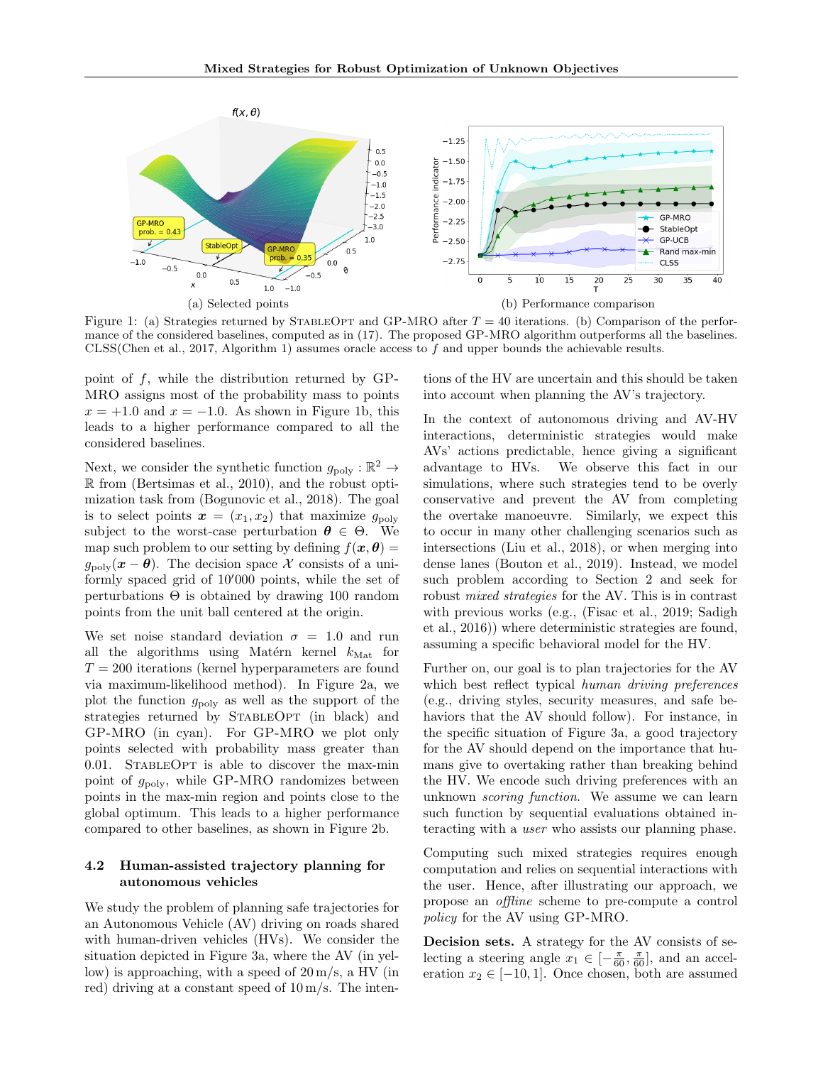Figure 1: (a) Strategies returned by StableOpt and GP-MRO after $T = 40$ iterations. (b) Comparison of the performance of the considered baselines, computed as in (17). The proposed GP-MRO algorithm outperforms all the baselines. CLSS(Chen et al., 2017, Algorithm 1) assumes oracle access to $f$ and upper bounds the achievable results.

point of $f$, while the distribution returned by GP-MRO assigns most of the probability mass to points $x = +1.0$ and $x = -1.0$. As shown in Figure 1b, this leads to a higher performance compared to all the considered baselines.

Next, we consider the synthetic function $g_{\text{poly}} : \mathbb{R}^2 \rightarrow \mathbb{R}$ from (Bertsimas et al., 2010), and the robust optimization task from (Bogunovic et al., 2018). The goal is to select points $\boldsymbol{x} = (x_1, x_2)$ that maximize $g_{\text{poly}}$ subject to the worst-case perturbation $\boldsymbol{\theta} \in \Theta$. We map such problem to our setting by defining $f(\boldsymbol{x}, \boldsymbol{\theta}) = g_{\text{poly}}(\boldsymbol{x} - \boldsymbol{\theta})$. The decision space $\mathcal{X}$ consists of a uniformly spaced grid of 10′000 points, while the set of perturbations $\Theta$ is obtained by drawing 100 random points from the unit ball centered at the origin.

We set noise standard deviation $\sigma = 1.0$ and run all the algorithms using Matérn kernel $k_{\text{Mat}}$ for $T = 200$ iterations (kernel hyperparameters are found via maximum-likelihood method). In Figure 2a, we plot the function $g_{\text{poly}}$ as well as the support of the strategies returned by StableOpt (in black) and GP-MRO (in cyan). For GP-MRO we plot only points selected with probability mass greater than 0.01. StableOpt is able to discover the max-min point of $g_{\text{poly}}$, while GP-MRO randomizes between points in the max-min region and points close to the global optimum. This leads to a higher performance compared to other baselines, as shown in Figure 2b.

### 4.2 Human-assisted trajectory planning for autonomous vehicles

We study the problem of planning safe trajectories for an Autonomous Vehicle (AV) driving on roads shared with human-driven vehicles (HVs). We consider the situation depicted in Figure 3a, where the AV (in yellow) is approaching, with a speed of 20 m/s, a HV (in red) driving at a constant speed of 10 m/s. The intentions of the HV are uncertain and this should be taken into account when planning the AV's trajectory.

In the context of autonomous driving and AV-HV interactions, deterministic strategies would make AVs' actions predictable, hence giving a significant advantage to HVs. We observe this fact in our simulations, where such strategies tend to be overly conservative and prevent the AV from completing the overtake manoeuvre. Similarly, we expect this to occur in many other challenging scenarios such as intersections (Liu et al., 2018), or when merging into dense lanes (Bouton et al., 2019). Instead, we model such problem according to Section 2 and seek for robust *mixed strategies* for the AV. This is in contrast with previous works (e.g., (Fisac et al., 2019; Sadigh et al., 2016)) where deterministic strategies are found, assuming a specific behavioral model for the HV.

Further on, our goal is to plan trajectories for the AV which best reflect typical *human driving preferences* (e.g., driving styles, security measures, and safe behaviors that the AV should follow). For instance, in the specific situation of Figure 3a, a good trajectory for the AV should depend on the importance that humans give to overtaking rather than breaking behind the HV. We encode such driving preferences with an unknown *scoring function*. We assume we can learn such function by sequential evaluations obtained interacting with a *user* who assists our planning phase.

Computing such mixed strategies requires enough computation and relies on sequential interactions with the user. Hence, after illustrating our approach, we propose an *offline* scheme to pre-compute a control *policy* for the AV using GP-MRO.

**Decision sets.** A strategy for the AV consists of selecting a steering angle $x_1 \in [-\frac{\pi}{60}, \frac{\pi}{60}]$, and an acceleration $x_2 \in [-10, 1]$. Once chosen, both are assumed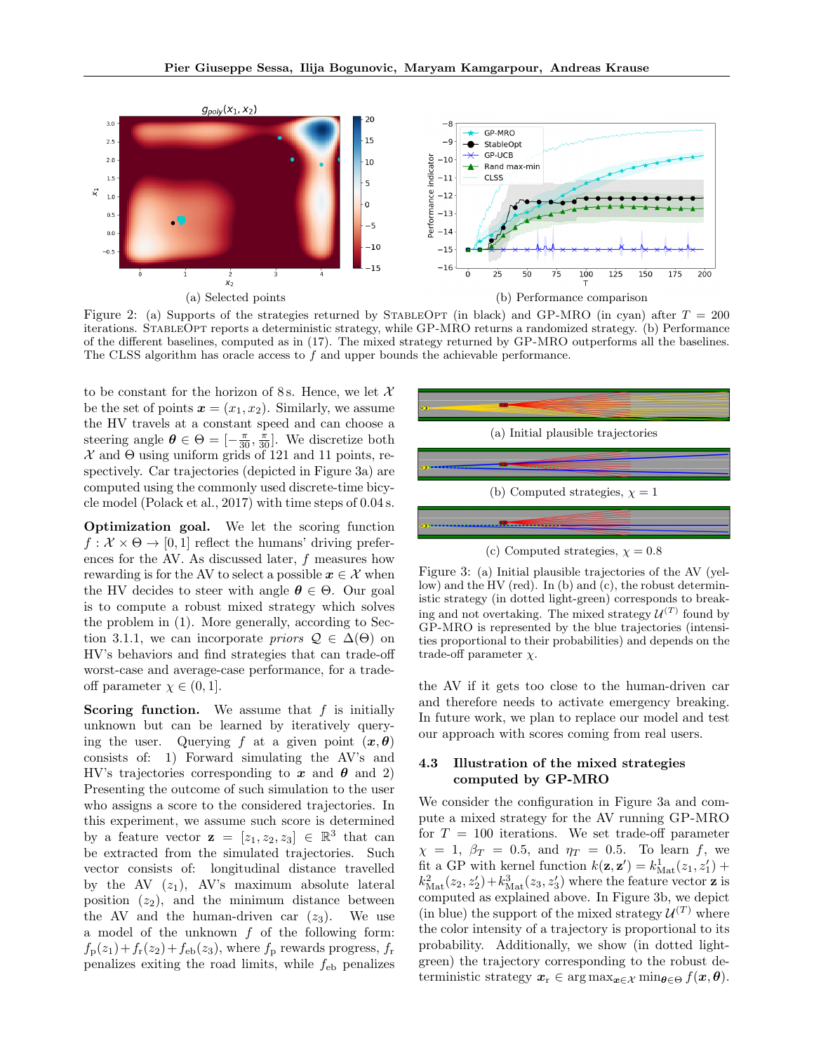(a) Selected points

(b) Performance comparison

Figure 2: (a) Supports of the strategies returned by StableOpt (in black) and GP-MRO (in cyan) after $T = 200$ iterations. StableOpt reports a deterministic strategy, while GP-MRO returns a randomized strategy. (b) Performance of the different baselines, computed as in (17). The mixed strategy returned by GP-MRO outperforms all the baselines. The CLSS algorithm has oracle access to $f$ and upper bounds the achievable performance.

to be constant for the horizon of 8 s. Hence, we let $\mathcal{X}$ be the set of points $\boldsymbol{x} = (x_1, x_2)$. Similarly, we assume the HV travels at a constant speed and can choose a steering angle $\boldsymbol{\theta} \in \Theta = [-\frac{\pi}{30}, \frac{\pi}{30}]$. We discretize both $\mathcal{X}$ and $\Theta$ using uniform grids of 121 and 11 points, respectively. Car trajectories (depicted in Figure 3a) are computed using the commonly used discrete-time bicycle model (Polack et al., 2017) with time steps of 0.04 s.

**Optimization goal.** We let the scoring function $f : \mathcal{X} \times \Theta \to [0, 1]$ reflect the humans' driving preferences for the AV. As discussed later, $f$ measures how rewarding is for the AV to select a possible $\boldsymbol{x} \in \mathcal{X}$ when the HV decides to steer with angle $\boldsymbol{\theta} \in \Theta$. Our goal is to compute a robust mixed strategy which solves the problem in (1). More generally, according to Section 3.1.1, we can incorporate *priors* $\mathcal{Q} \in \Delta(\Theta)$ on HV's behaviors and find strategies that can trade-off worst-case and average-case performance, for a trade-off parameter $\chi \in (0, 1]$.

**Scoring function.** We assume that $f$ is initially unknown but can be learned by iteratively querying the user. Querying $f$ at a given point $(\boldsymbol{x}, \boldsymbol{\theta})$ consists of: 1) Forward simulating the AV's and HV's trajectories corresponding to $\boldsymbol{x}$ and $\boldsymbol{\theta}$ and 2) Presenting the outcome of such simulation to the user who assigns a score to the considered trajectories. In this experiment, we assume such score is determined by a feature vector $\mathbf{z} = [z_1, z_2, z_3] \in \mathbb{R}^3$ that can be extracted from the simulated trajectories. Such vector consists of: longitudinal distance travelled by the AV ($z_1$), AV's maximum absolute lateral position ($z_2$), and the minimum distance between the AV and the human-driven car ($z_3$). We use a model of the unknown $f$ of the following form: $f_{\mathrm{p}}(z_1) + f_{\mathrm{r}}(z_2) + f_{\mathrm{eb}}(z_3)$, where $f_{\mathrm{p}}$ rewards progress, $f_{\mathrm{r}}$ penalizes exiting the road limits, while $f_{\mathrm{eb}}$ penalizes the AV if it gets too close to the human-driven car and therefore needs to activate emergency breaking. In future work, we plan to replace our model and test our approach with scores coming from real users.

(a) Initial plausible trajectories

(b) Computed strategies, $\chi = 1$

(c) Computed strategies, $\chi = 0.8$

Figure 3: (a) Initial plausible trajectories of the AV (yellow) and the HV (red). In (b) and (c), the robust deterministic strategy (in dotted light-green) corresponds to breaking and not overtaking. The mixed strategy $\mathcal{U}^{(T)}$ found by GP-MRO is represented by the blue trajectories (intensities proportional to their probabilities) and depends on the trade-off parameter $\chi$.

### 4.3 Illustration of the mixed strategies computed by GP-MRO

We consider the configuration in Figure 3a and compute a mixed strategy for the AV running GP-MRO for $T = 100$ iterations. We set trade-off parameter $\chi = 1$, $\beta_T = 0.5$, and $\eta_T = 0.5$. To learn $f$, we fit a GP with kernel function $k(\mathbf{z}, \mathbf{z}') = k^1_{\mathrm{Mat}}(z_1, z_1') + k^2_{\mathrm{Mat}}(z_2, z_2') + k^3_{\mathrm{Mat}}(z_3, z_3')$ where the feature vector $\mathbf{z}$ is computed as explained above. In Figure 3b, we depict (in blue) the support of the mixed strategy $\mathcal{U}^{(T)}$ where the color intensity of a trajectory is proportional to its probability. Additionally, we show (in dotted light-green) the trajectory corresponding to the robust deterministic strategy $\boldsymbol{x}_{\mathrm{r}} \in \arg\max_{\boldsymbol{x} \in \mathcal{X}} \min_{\boldsymbol{\theta} \in \Theta} f(\boldsymbol{x}, \boldsymbol{\theta})$.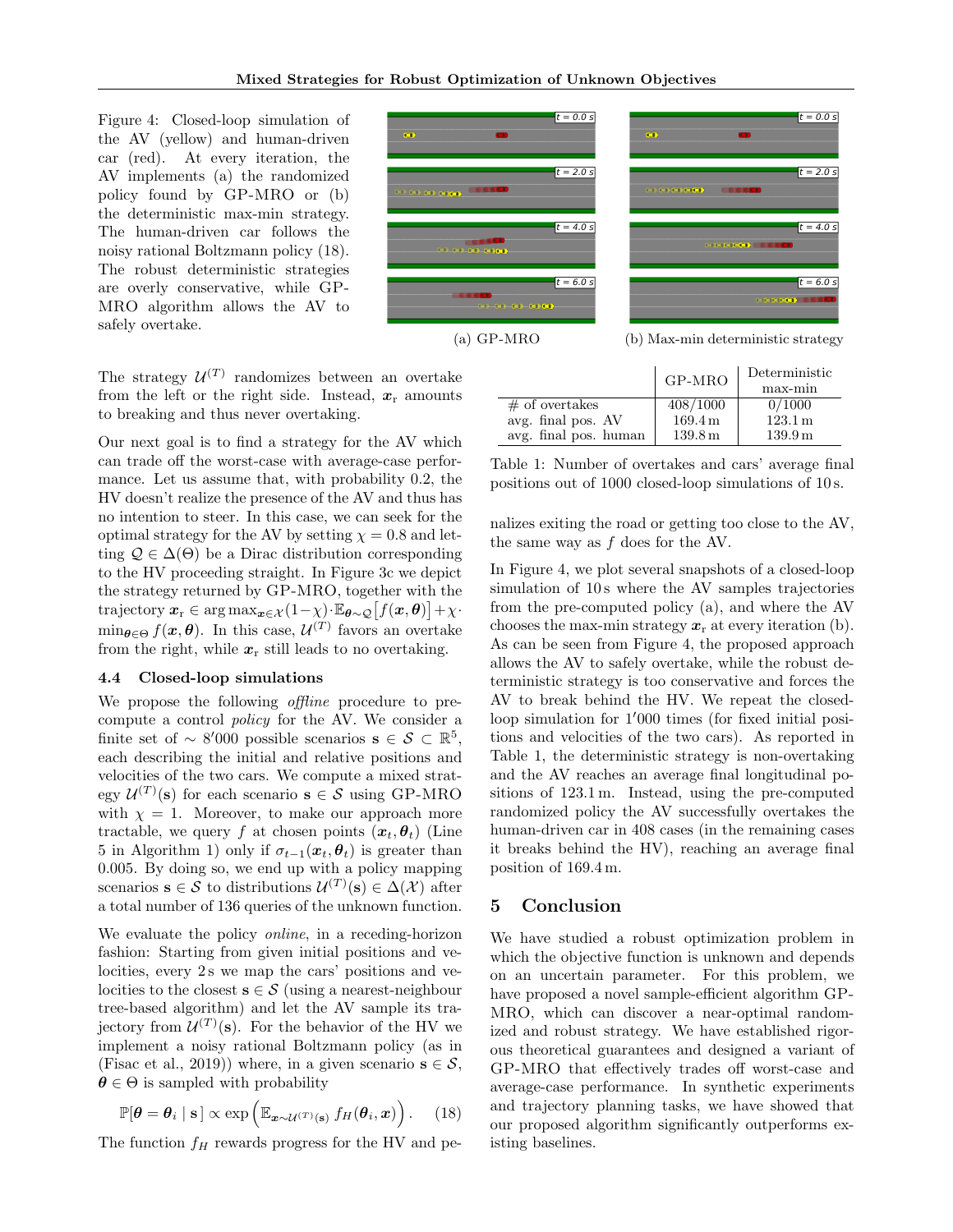Figure 4: Closed-loop simulation of the AV (yellow) and human-driven car (red). At every iteration, the AV implements (a) the randomized policy found by GP-MRO or (b) the deterministic max-min strategy. The human-driven car follows the noisy rational Boltzmann policy (18). The robust deterministic strategies are overly conservative, while GP-MRO algorithm allows the AV to safely overtake.

(a) GP-MRO

(b) Max-min deterministic strategy

The strategy $\mathcal{U}^{(T)}$ randomizes between an overtake from the left or the right side. Instead, $\boldsymbol{x}_{\mathrm{r}}$ amounts to breaking and thus never overtaking.

Our next goal is to find a strategy for the AV which can trade off the worst-case with average-case performance. Let us assume that, with probability 0.2, the HV doesn't realize the presence of the AV and thus has no intention to steer. In this case, we can seek for the optimal strategy for the AV by setting $\chi = 0.8$ and letting $\mathcal{Q} \in \Delta(\Theta)$ be a Dirac distribution corresponding to the HV proceeding straight. In Figure 3c we depict the strategy returned by GP-MRO, together with the trajectory $\boldsymbol{x}_{\mathrm{r}} \in \arg\max_{\boldsymbol{x}\in\mathcal{X}} (1-\chi)\cdot\mathbb{E}_{\boldsymbol{\theta}\sim\mathcal{Q}}\big[f(\boldsymbol{x},\boldsymbol{\theta})\big] + \chi\cdot\min_{\boldsymbol{\theta}\in\Theta} f(\boldsymbol{x},\boldsymbol{\theta})$. In this case, $\mathcal{U}^{(T)}$ favors an overtake from the right, while $\boldsymbol{x}_{\mathrm{r}}$ still leads to no overtaking.

### 4.4 Closed-loop simulations

We propose the following *offline* procedure to precompute a control *policy* for the AV. We consider a finite set of $\sim 8'000$ possible scenarios $\mathbf{s} \in \mathcal{S} \subset \mathbb{R}^5$, each describing the initial and relative positions and velocities of the two cars. We compute a mixed strategy $\mathcal{U}^{(T)}(\mathbf{s})$ for each scenario $\mathbf{s} \in \mathcal{S}$ using GP-MRO with $\chi = 1$. Moreover, to make our approach more tractable, we query $f$ at chosen points $(\boldsymbol{x}_t, \boldsymbol{\theta}_t)$ (Line 5 in Algorithm 1) only if $\sigma_{t-1}(\boldsymbol{x}_t, \boldsymbol{\theta}_t)$ is greater than 0.005. By doing so, we end up with a policy mapping scenarios $\mathbf{s} \in \mathcal{S}$ to distributions $\mathcal{U}^{(T)}(\mathbf{s}) \in \Delta(\mathcal{X})$ after a total number of 136 queries of the unknown function.

We evaluate the policy *online*, in a receding-horizon fashion: Starting from given initial positions and velocities, every 2 s we map the cars' positions and velocities to the closest $\mathbf{s} \in \mathcal{S}$ (using a nearest-neighbour tree-based algorithm) and let the AV sample its trajectory from $\mathcal{U}^{(T)}(\mathbf{s})$. For the behavior of the HV we implement a noisy rational Boltzmann policy (as in (Fisac et al., 2019)) where, in a given scenario $\mathbf{s} \in \mathcal{S}$, $\boldsymbol{\theta} \in \Theta$ is sampled with probability

$$\mathbb{P}[\boldsymbol{\theta} = \boldsymbol{\theta}_i \mid \mathbf{s}\,] \propto \exp\Big(\mathbb{E}_{\boldsymbol{x}\sim\mathcal{U}^{(T)}(\mathbf{s})}\, f_H(\boldsymbol{\theta}_i, \boldsymbol{x})\Big). \tag{18}$$

The function $f_H$ rewards progress for the HV and penalizes exiting the road or getting too close to the AV, the same way as $f$ does for the AV.

| | GP-MRO | Deterministic max-min |
|---|---|---|
| # of overtakes | 408/1000 | 0/1000 |
| avg. final pos. AV | 169.4 m | 123.1 m |
| avg. final pos. human | 139.8 m | 139.9 m |

Table 1: Number of overtakes and cars' average final positions out of 1000 closed-loop simulations of 10 s.

In Figure 4, we plot several snapshots of a closed-loop simulation of 10 s where the AV samples trajectories from the pre-computed policy (a), and where the AV chooses the max-min strategy $\boldsymbol{x}_{\mathrm{r}}$ at every iteration (b). As can be seen from Figure 4, the proposed approach allows the AV to safely overtake, while the robust deterministic strategy is too conservative and forces the AV to break behind the HV. We repeat the closed-loop simulation for $1'000$ times (for fixed initial positions and velocities of the two cars). As reported in Table 1, the deterministic strategy is non-overtaking and the AV reaches an average final longitudinal positions of 123.1 m. Instead, using the pre-computed randomized policy the AV successfully overtakes the human-driven car in 408 cases (in the remaining cases it breaks behind the HV), reaching an average final position of 169.4 m.

## 5 Conclusion

We have studied a robust optimization problem in which the objective function is unknown and depends on an uncertain parameter. For this problem, we have proposed a novel sample-efficient algorithm GP-MRO, which can discover a near-optimal randomized and robust strategy. We have established rigorous theoretical guarantees and designed a variant of GP-MRO that effectively trades off worst-case and average-case performance. In synthetic experiments and trajectory planning tasks, we have showed that our proposed algorithm significantly outperforms existing baselines.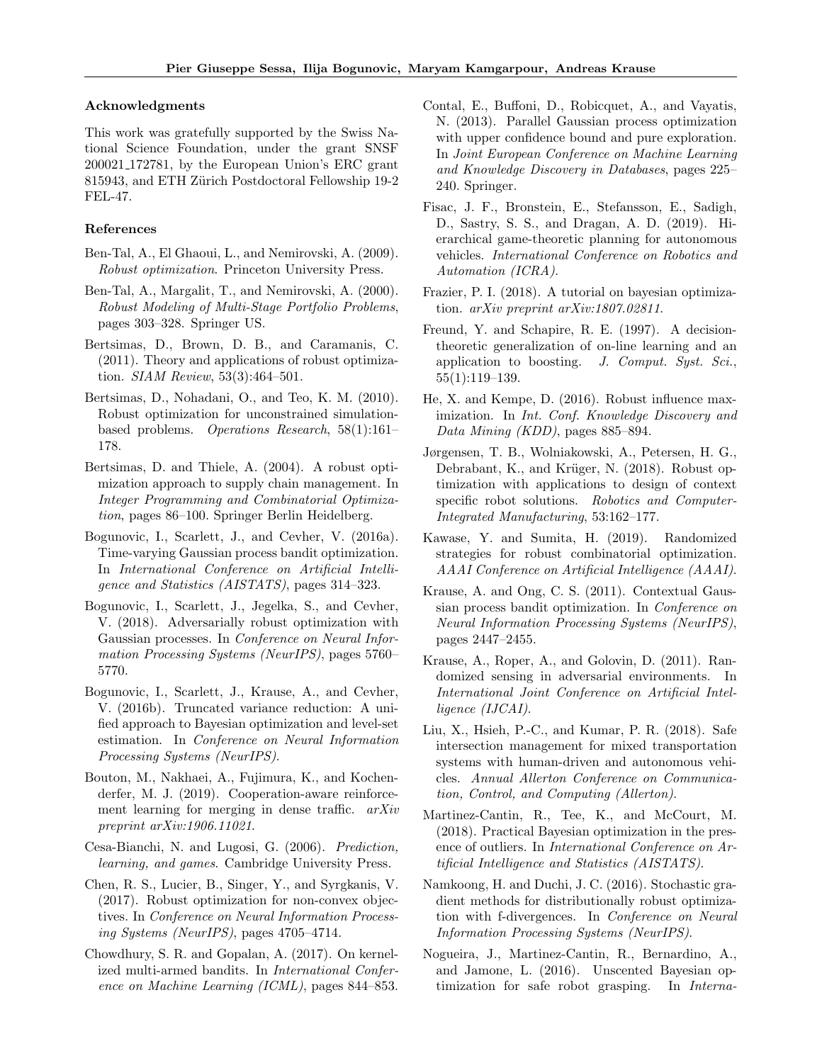### Acknowledgments

This work was gratefully supported by the Swiss National Science Foundation, under the grant SNSF 200021_172781, by the European Union's ERC grant 815943, and ETH Zürich Postdoctoral Fellowship 19-2 FEL-47.

### References

Ben-Tal, A., El Ghaoui, L., and Nemirovski, A. (2009). *Robust optimization*. Princeton University Press.

Ben-Tal, A., Margalit, T., and Nemirovski, A. (2000). *Robust Modeling of Multi-Stage Portfolio Problems*, pages 303–328. Springer US.

Bertsimas, D., Brown, D. B., and Caramanis, C. (2011). Theory and applications of robust optimization. *SIAM Review*, 53(3):464–501.

Bertsimas, D., Nohadani, O., and Teo, K. M. (2010). Robust optimization for unconstrained simulation-based problems. *Operations Research*, 58(1):161–178.

Bertsimas, D. and Thiele, A. (2004). A robust optimization approach to supply chain management. In *Integer Programming and Combinatorial Optimization*, pages 86–100. Springer Berlin Heidelberg.

Bogunovic, I., Scarlett, J., and Cevher, V. (2016a). Time-varying Gaussian process bandit optimization. In *International Conference on Artificial Intelligence and Statistics (AISTATS)*, pages 314–323.

Bogunovic, I., Scarlett, J., Jegelka, S., and Cevher, V. (2018). Adversarially robust optimization with Gaussian processes. In *Conference on Neural Information Processing Systems (NeurIPS)*, pages 5760–5770.

Bogunovic, I., Scarlett, J., Krause, A., and Cevher, V. (2016b). Truncated variance reduction: A unified approach to Bayesian optimization and level-set estimation. In *Conference on Neural Information Processing Systems (NeurIPS)*.

Bouton, M., Nakhaei, A., Fujimura, K., and Kochenderfer, M. J. (2019). Cooperation-aware reinforcement learning for merging in dense traffic. *arXiv preprint arXiv:1906.11021*.

Cesa-Bianchi, N. and Lugosi, G. (2006). *Prediction, learning, and games*. Cambridge University Press.

Chen, R. S., Lucier, B., Singer, Y., and Syrgkanis, V. (2017). Robust optimization for non-convex objectives. In *Conference on Neural Information Processing Systems (NeurIPS)*, pages 4705–4714.

Chowdhury, S. R. and Gopalan, A. (2017). On kernelized multi-armed bandits. In *International Conference on Machine Learning (ICML)*, pages 844–853.

Contal, E., Buffoni, D., Robicquet, A., and Vayatis, N. (2013). Parallel Gaussian process optimization with upper confidence bound and pure exploration. In *Joint European Conference on Machine Learning and Knowledge Discovery in Databases*, pages 225–240. Springer.

Fisac, J. F., Bronstein, E., Stefansson, E., Sadigh, D., Sastry, S. S., and Dragan, A. D. (2019). Hierarchical game-theoretic planning for autonomous vehicles. *International Conference on Robotics and Automation (ICRA)*.

Frazier, P. I. (2018). A tutorial on bayesian optimization. *arXiv preprint arXiv:1807.02811*.

Freund, Y. and Schapire, R. E. (1997). A decision-theoretic generalization of on-line learning and an application to boosting. *J. Comput. Syst. Sci.*, 55(1):119–139.

He, X. and Kempe, D. (2016). Robust influence maximization. In *Int. Conf. Knowledge Discovery and Data Mining (KDD)*, pages 885–894.

Jørgensen, T. B., Wolniakowski, A., Petersen, H. G., Debrabant, K., and Krüger, N. (2018). Robust optimization with applications to design of context specific robot solutions. *Robotics and Computer-Integrated Manufacturing*, 53:162–177.

Kawase, Y. and Sumita, H. (2019). Randomized strategies for robust combinatorial optimization. *AAAI Conference on Artificial Intelligence (AAAI)*.

Krause, A. and Ong, C. S. (2011). Contextual Gaussian process bandit optimization. In *Conference on Neural Information Processing Systems (NeurIPS)*, pages 2447–2455.

Krause, A., Roper, A., and Golovin, D. (2011). Randomized sensing in adversarial environments. In *International Joint Conference on Artificial Intelligence (IJCAI)*.

Liu, X., Hsieh, P.-C., and Kumar, P. R. (2018). Safe intersection management for mixed transportation systems with human-driven and autonomous vehicles. *Annual Allerton Conference on Communication, Control, and Computing (Allerton)*.

Martinez-Cantin, R., Tee, K., and McCourt, M. (2018). Practical Bayesian optimization in the presence of outliers. In *International Conference on Artificial Intelligence and Statistics (AISTATS)*.

Namkoong, H. and Duchi, J. C. (2016). Stochastic gradient methods for distributionally robust optimization with f-divergences. In *Conference on Neural Information Processing Systems (NeurIPS)*.

Nogueira, J., Martinez-Cantin, R., Bernardino, A., and Jamone, L. (2016). Unscented Bayesian optimization for safe robot grasping. In *Interna-*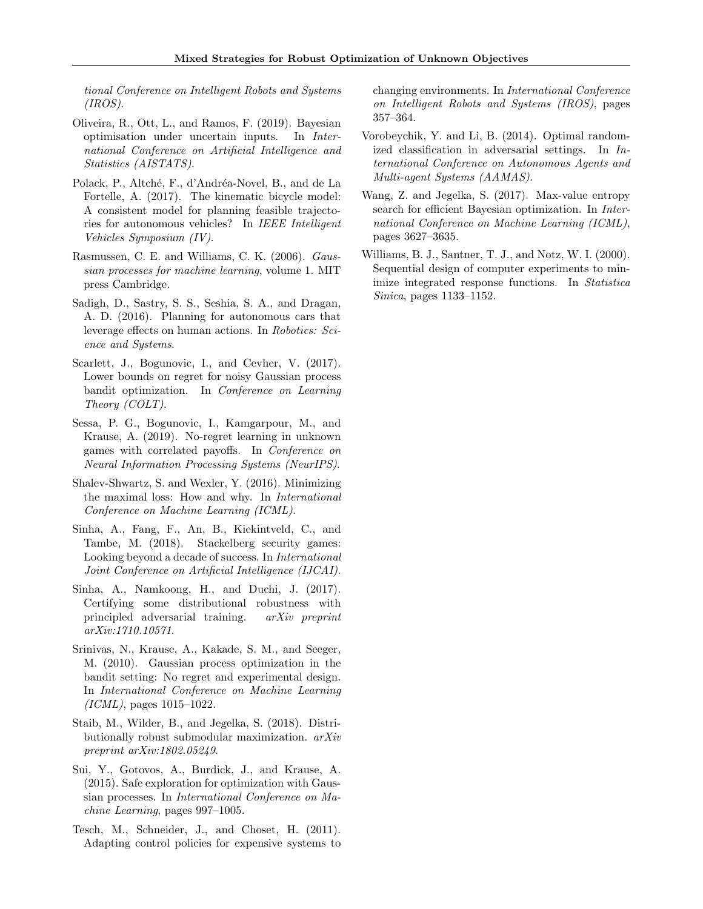tional Conference on Intelligent Robots and Systems (IROS)*.

Oliveira, R., Ott, L., and Ramos, F. (2019). Bayesian optimisation under uncertain inputs. In *International Conference on Artificial Intelligence and Statistics (AISTATS)*.

Polack, P., Altché, F., d'Andréa-Novel, B., and de La Fortelle, A. (2017). The kinematic bicycle model: A consistent model for planning feasible trajectories for autonomous vehicles? In *IEEE Intelligent Vehicles Symposium (IV)*.

Rasmussen, C. E. and Williams, C. K. (2006). *Gaussian processes for machine learning*, volume 1. MIT press Cambridge.

Sadigh, D., Sastry, S. S., Seshia, S. A., and Dragan, A. D. (2016). Planning for autonomous cars that leverage effects on human actions. In *Robotics: Science and Systems*.

Scarlett, J., Bogunovic, I., and Cevher, V. (2017). Lower bounds on regret for noisy Gaussian process bandit optimization. In *Conference on Learning Theory (COLT)*.

Sessa, P. G., Bogunovic, I., Kamgarpour, M., and Krause, A. (2019). No-regret learning in unknown games with correlated payoffs. In *Conference on Neural Information Processing Systems (NeurIPS)*.

Shalev-Shwartz, S. and Wexler, Y. (2016). Minimizing the maximal loss: How and why. In *International Conference on Machine Learning (ICML)*.

Sinha, A., Fang, F., An, B., Kiekintveld, C., and Tambe, M. (2018). Stackelberg security games: Looking beyond a decade of success. In *International Joint Conference on Artificial Intelligence (IJCAI)*.

Sinha, A., Namkoong, H., and Duchi, J. (2017). Certifying some distributional robustness with principled adversarial training. *arXiv preprint arXiv:1710.10571*.

Srinivas, N., Krause, A., Kakade, S. M., and Seeger, M. (2010). Gaussian process optimization in the bandit setting: No regret and experimental design. In *International Conference on Machine Learning (ICML)*, pages 1015–1022.

Staib, M., Wilder, B., and Jegelka, S. (2018). Distributionally robust submodular maximization. *arXiv preprint arXiv:1802.05249*.

Sui, Y., Gotovos, A., Burdick, J., and Krause, A. (2015). Safe exploration for optimization with Gaussian processes. In *International Conference on Machine Learning*, pages 997–1005.

Tesch, M., Schneider, J., and Choset, H. (2011). Adapting control policies for expensive systems to changing environments. In *International Conference on Intelligent Robots and Systems (IROS)*, pages 357–364.

Vorobeychik, Y. and Li, B. (2014). Optimal randomized classification in adversarial settings. In *International Conference on Autonomous Agents and Multi-agent Systems (AAMAS)*.

Wang, Z. and Jegelka, S. (2017). Max-value entropy search for efficient Bayesian optimization. In *International Conference on Machine Learning (ICML)*, pages 3627–3635.

Williams, B. J., Santner, T. J., and Notz, W. I. (2000). Sequential design of computer experiments to minimize integrated response functions. In *Statistica Sinica*, pages 1133–1152.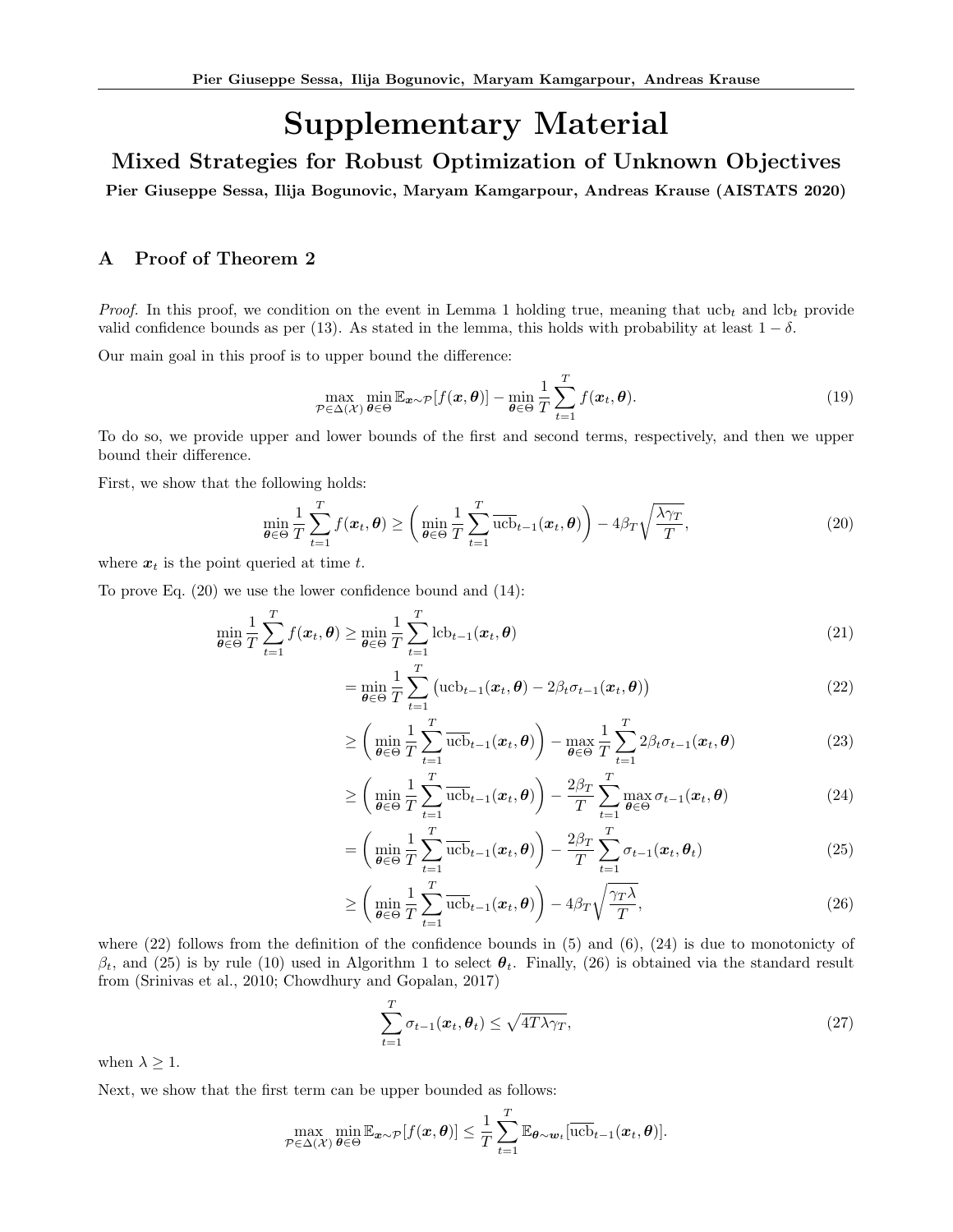# Supplementary Material

## Mixed Strategies for Robust Optimization of Unknown Objectives

**Pier Giuseppe Sessa, Ilija Bogunovic, Maryam Kamgarpour, Andreas Krause (AISTATS 2020)**

### A Proof of Theorem 2

*Proof.* In this proof, we condition on the event in Lemma 1 holding true, meaning that $\mathrm{ucb}_t$ and $\mathrm{lcb}_t$ provide valid confidence bounds as per (13). As stated in the lemma, this holds with probability at least $1-\delta$.

Our main goal in this proof is to upper bound the difference:

$$\max_{\mathcal{P} \in \Delta(\mathcal{X})} \min_{\boldsymbol{\theta} \in \Theta} \mathbb{E}_{\boldsymbol{x} \sim \mathcal{P}}[f(\boldsymbol{x}, \boldsymbol{\theta})] - \min_{\boldsymbol{\theta} \in \Theta} \frac{1}{T} \sum_{t=1}^{T} f(\boldsymbol{x}_t, \boldsymbol{\theta}). \tag{19}$$

To do so, we provide upper and lower bounds of the first and second terms, respectively, and then we upper bound their difference.

First, we show that the following holds:

$$\min_{\boldsymbol{\theta} \in \Theta} \frac{1}{T} \sum_{t=1}^{T} f(\boldsymbol{x}_t, \boldsymbol{\theta}) \geq \left( \min_{\boldsymbol{\theta} \in \Theta} \frac{1}{T} \sum_{t=1}^{T} \overline{\mathrm{ucb}}_{t-1}(\boldsymbol{x}_t, \boldsymbol{\theta}) \right) - 4\beta_T \sqrt{\frac{\lambda \gamma_T}{T}}, \tag{20}$$

where $\boldsymbol{x}_t$ is the point queried at time $t$.

To prove Eq. (20) we use the lower confidence bound and (14):

$$\min_{\boldsymbol{\theta} \in \Theta} \frac{1}{T} \sum_{t=1}^{T} f(\boldsymbol{x}_t, \boldsymbol{\theta}) \geq \min_{\boldsymbol{\theta} \in \Theta} \frac{1}{T} \sum_{t=1}^{T} \mathrm{lcb}_{t-1}(\boldsymbol{x}_t, \boldsymbol{\theta}) \tag{21}$$

$$= \min_{\boldsymbol{\theta} \in \Theta} \frac{1}{T} \sum_{t=1}^{T} \big( \mathrm{ucb}_{t-1}(\boldsymbol{x}_t, \boldsymbol{\theta}) - 2\beta_t \sigma_{t-1}(\boldsymbol{x}_t, \boldsymbol{\theta}) \big) \tag{22}$$

$$\geq \left( \min_{\boldsymbol{\theta} \in \Theta} \frac{1}{T} \sum_{t=1}^{T} \overline{\mathrm{ucb}}_{t-1}(\boldsymbol{x}_t, \boldsymbol{\theta}) \right) - \max_{\boldsymbol{\theta} \in \Theta} \frac{1}{T} \sum_{t=1}^{T} 2\beta_t \sigma_{t-1}(\boldsymbol{x}_t, \boldsymbol{\theta}) \tag{23}$$

$$\geq \left( \min_{\boldsymbol{\theta} \in \Theta} \frac{1}{T} \sum_{t=1}^{T} \overline{\mathrm{ucb}}_{t-1}(\boldsymbol{x}_t, \boldsymbol{\theta}) \right) - \frac{2\beta_T}{T} \sum_{t=1}^{T} \max_{\boldsymbol{\theta} \in \Theta} \sigma_{t-1}(\boldsymbol{x}_t, \boldsymbol{\theta}) \tag{24}$$

$$= \left( \min_{\boldsymbol{\theta} \in \Theta} \frac{1}{T} \sum_{t=1}^{T} \overline{\mathrm{ucb}}_{t-1}(\boldsymbol{x}_t, \boldsymbol{\theta}) \right) - \frac{2\beta_T}{T} \sum_{t=1}^{T} \sigma_{t-1}(\boldsymbol{x}_t, \boldsymbol{\theta}_t) \tag{25}$$

$$\geq \left( \min_{\boldsymbol{\theta} \in \Theta} \frac{1}{T} \sum_{t=1}^{T} \overline{\mathrm{ucb}}_{t-1}(\boldsymbol{x}_t, \boldsymbol{\theta}) \right) - 4\beta_T \sqrt{\frac{\gamma_T \lambda}{T}}, \tag{26}$$

where (22) follows from the definition of the confidence bounds in (5) and (6), (24) is due to monotonicty of $\beta_t$, and (25) is by rule (10) used in Algorithm 1 to select $\boldsymbol{\theta}_t$. Finally, (26) is obtained via the standard result from (Srinivas et al., 2010; Chowdhury and Gopalan, 2017)

$$\sum_{t=1}^{T} \sigma_{t-1}(\boldsymbol{x}_t, \boldsymbol{\theta}_t) \leq \sqrt{4T\lambda\gamma_T}, \tag{27}$$

when $\lambda \geq 1$.

Next, we show that the first term can be upper bounded as follows:

$$\max_{\mathcal{P} \in \Delta(\mathcal{X})} \min_{\boldsymbol{\theta} \in \Theta} \mathbb{E}_{\boldsymbol{x} \sim \mathcal{P}}[f(\boldsymbol{x}, \boldsymbol{\theta})] \leq \frac{1}{T} \sum_{t=1}^{T} \mathbb{E}_{\boldsymbol{\theta} \sim \boldsymbol{w}_t}[\overline{\mathrm{ucb}}_{t-1}(\boldsymbol{x}_t, \boldsymbol{\theta})].$$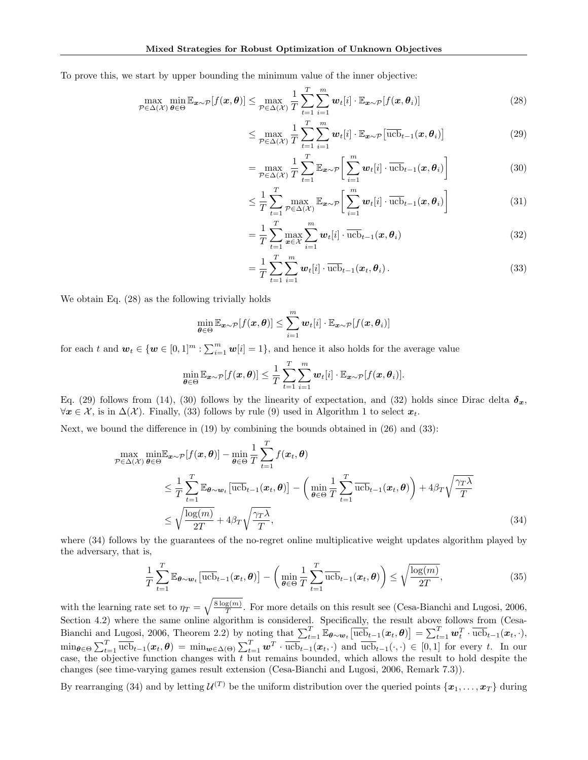To prove this, we start by upper bounding the minimum value of the inner objective:

$$
\begin{aligned}
\max_{\mathcal{P}\in\Delta(\mathcal{X})} \min_{\boldsymbol{\theta}\in\Theta} \mathbb{E}_{\boldsymbol{x}\sim\mathcal{P}}[f(\boldsymbol{x},\boldsymbol{\theta})] &\leq \max_{\mathcal{P}\in\Delta(\mathcal{X})} \frac{1}{T}\sum_{t=1}^{T}\sum_{i=1}^{m} \boldsymbol{w}_t[i]\cdot \mathbb{E}_{\boldsymbol{x}\sim\mathcal{P}}[f(\boldsymbol{x},\boldsymbol{\theta}_i)] && (28)\\
&\leq \max_{\mathcal{P}\in\Delta(\mathcal{X})} \frac{1}{T}\sum_{t=1}^{T}\sum_{i=1}^{m} \boldsymbol{w}_t[i]\cdot \mathbb{E}_{\boldsymbol{x}\sim\mathcal{P}}\big[\overline{\mathrm{ucb}}_{t-1}(\boldsymbol{x},\boldsymbol{\theta}_i)\big] && (29)\\
&= \max_{\mathcal{P}\in\Delta(\mathcal{X})} \frac{1}{T}\sum_{t=1}^{T} \mathbb{E}_{\boldsymbol{x}\sim\mathcal{P}}\Big[\sum_{i=1}^{m} \boldsymbol{w}_t[i]\cdot \overline{\mathrm{ucb}}_{t-1}(\boldsymbol{x},\boldsymbol{\theta}_i)\Big] && (30)\\
&\leq \frac{1}{T}\sum_{t=1}^{T} \max_{\mathcal{P}\in\Delta(\mathcal{X})} \mathbb{E}_{\boldsymbol{x}\sim\mathcal{P}}\Big[\sum_{i=1}^{m} \boldsymbol{w}_t[i]\cdot \overline{\mathrm{ucb}}_{t-1}(\boldsymbol{x},\boldsymbol{\theta}_i)\Big] && (31)\\
&= \frac{1}{T}\sum_{t=1}^{T} \max_{\boldsymbol{x}\in\mathcal{X}} \sum_{i=1}^{m} \boldsymbol{w}_t[i]\cdot \overline{\mathrm{ucb}}_{t-1}(\boldsymbol{x},\boldsymbol{\theta}_i) && (32)\\
&= \frac{1}{T}\sum_{t=1}^{T}\sum_{i=1}^{m} \boldsymbol{w}_t[i]\cdot \overline{\mathrm{ucb}}_{t-1}(\boldsymbol{x}_t,\boldsymbol{\theta}_i)\,. && (33)
\end{aligned}
$$

We obtain Eq. (28) as the following trivially holds

$$
\min_{\boldsymbol{\theta}\in\Theta} \mathbb{E}_{\boldsymbol{x}\sim\mathcal{P}}[f(\boldsymbol{x},\boldsymbol{\theta})] \leq \sum_{i=1}^{m} \boldsymbol{w}_t[i]\cdot \mathbb{E}_{\boldsymbol{x}\sim\mathcal{P}}[f(\boldsymbol{x},\boldsymbol{\theta}_i)]
$$

for each $t$ and $\boldsymbol{w}_t \in \{\boldsymbol{w}\in[0,1]^m : \sum_{i=1}^m \boldsymbol{w}[i] = 1\}$, and hence it also holds for the average value

$$
\min_{\boldsymbol{\theta}\in\Theta} \mathbb{E}_{\boldsymbol{x}\sim\mathcal{P}}[f(\boldsymbol{x},\boldsymbol{\theta})] \leq \frac{1}{T}\sum_{t=1}^{T}\sum_{i=1}^{m} \boldsymbol{w}_t[i]\cdot \mathbb{E}_{\boldsymbol{x}\sim\mathcal{P}}[f(\boldsymbol{x},\boldsymbol{\theta}_i)].
$$

Eq. (29) follows from (14), (30) follows by the linearity of expectation, and (32) holds since Dirac delta $\boldsymbol{\delta}_{\boldsymbol{x}}$, $\forall \boldsymbol{x}\in\mathcal{X}$, is in $\Delta(\mathcal{X})$. Finally, (33) follows by rule (9) used in Algorithm 1 to select $\boldsymbol{x}_t$.

Next, we bound the difference in (19) by combining the bounds obtained in (26) and (33):

$$
\begin{aligned}
&\max_{\mathcal{P}\in\Delta(\mathcal{X})} \min_{\boldsymbol{\theta}\in\Theta}\mathbb{E}_{\boldsymbol{x}\sim\mathcal{P}}[f(\boldsymbol{x},\boldsymbol{\theta})] - \min_{\boldsymbol{\theta}\in\Theta} \frac{1}{T}\sum_{t=1}^{T} f(\boldsymbol{x}_t,\boldsymbol{\theta})\\
&\qquad\leq \frac{1}{T}\sum_{t=1}^{T}\mathbb{E}_{\boldsymbol{\theta}\sim\boldsymbol{w}_t}\big[\overline{\mathrm{ucb}}_{t-1}(\boldsymbol{x}_t,\boldsymbol{\theta})\big] - \left(\min_{\boldsymbol{\theta}\in\Theta}\frac{1}{T}\sum_{t=1}^{T}\overline{\mathrm{ucb}}_{t-1}(\boldsymbol{x}_t,\boldsymbol{\theta})\right) + 4\beta_T\sqrt{\frac{\gamma_T\lambda}{T}}\\
&\qquad\leq \sqrt{\frac{\log(m)}{2T}} + 4\beta_T\sqrt{\frac{\gamma_T\lambda}{T}}, \qquad (34)
\end{aligned}
$$

where (34) follows by the guarantees of the no-regret online multiplicative weight updates algorithm played by the adversary, that is,

$$
\frac{1}{T}\sum_{t=1}^{T}\mathbb{E}_{\boldsymbol{\theta}\sim\boldsymbol{w}_t}\big[\overline{\mathrm{ucb}}_{t-1}(\boldsymbol{x}_t,\boldsymbol{\theta})\big] - \left(\min_{\boldsymbol{\theta}\in\Theta}\frac{1}{T}\sum_{t=1}^{T}\overline{\mathrm{ucb}}_{t-1}(\boldsymbol{x}_t,\boldsymbol{\theta})\right) \leq \sqrt{\frac{\log(m)}{2T}}, \qquad (35)
$$

with the learning rate set to $\eta_T = \sqrt{\frac{8\log(m)}{T}}$. For more details on this result see (Cesa-Bianchi and Lugosi, 2006, Section 4.2) where the same online algorithm is considered. Specifically, the result above follows from (Cesa-Bianchi and Lugosi, 2006, Theorem 2.2) by noting that $\sum_{t=1}^{T}\mathbb{E}_{\boldsymbol{\theta}\sim\boldsymbol{w}_t}\big[\overline{\mathrm{ucb}}_{t-1}(\boldsymbol{x}_t,\boldsymbol{\theta})\big] = \sum_{t=1}^{T}\boldsymbol{w}_t^T\cdot\overline{\mathrm{ucb}}_{t-1}(\boldsymbol{x}_t,\cdot)$, $\min_{\boldsymbol{\theta}\in\Theta}\sum_{t=1}^{T}\overline{\mathrm{ucb}}_{t-1}(\boldsymbol{x}_t,\boldsymbol{\theta}) = \min_{\boldsymbol{w}\in\Delta(\Theta)}\sum_{t=1}^{T}\boldsymbol{w}^T\cdot\overline{\mathrm{ucb}}_{t-1}(\boldsymbol{x}_t,\cdot)$ and $\overline{\mathrm{ucb}}_{t-1}(\cdot,\cdot)\in[0,1]$ for every $t$. In our case, the objective function changes with $t$ but remains bounded, which allows the result to hold despite the changes (see time-varying games result extension (Cesa-Bianchi and Lugosi, 2006, Remark 7.3)).

By rearranging (34) and by letting $\mathcal{U}^{(T)}$ be the uniform distribution over the queried points $\{\boldsymbol{x}_1,\ldots,\boldsymbol{x}_T\}$ during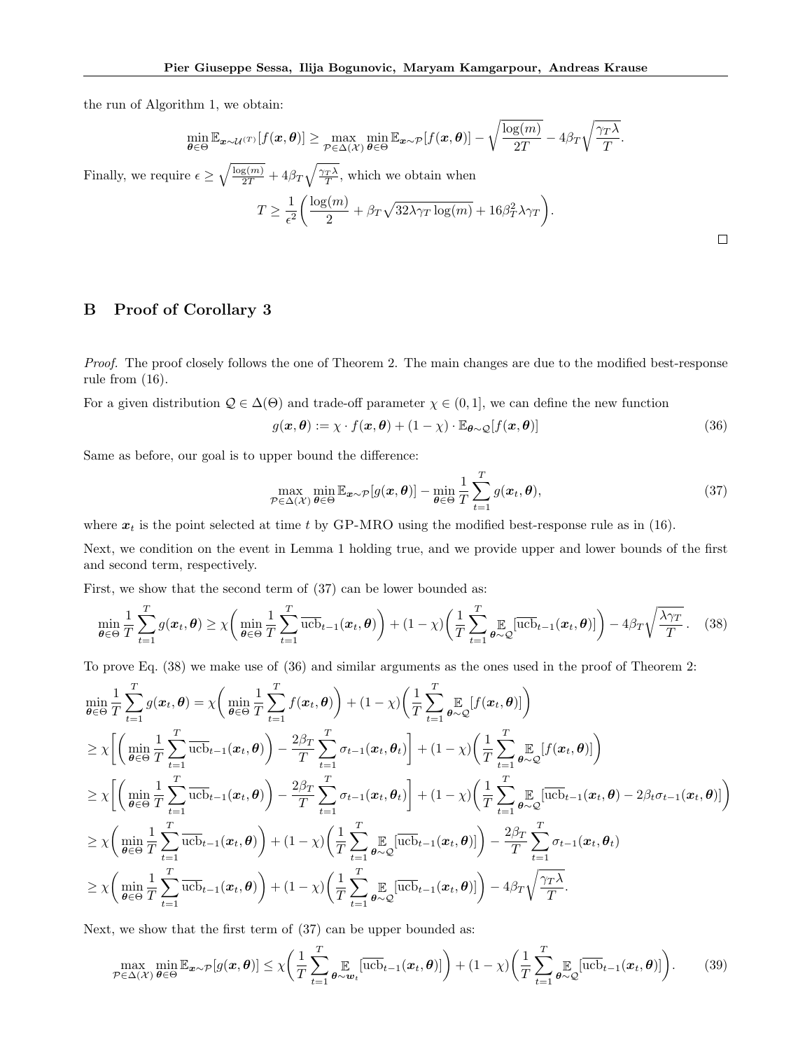the run of Algorithm 1, we obtain:

$$\min_{\boldsymbol{\theta}\in\Theta} \mathbb{E}_{\boldsymbol{x}\sim\mathcal{U}^{(T)}}[f(\boldsymbol{x},\boldsymbol{\theta})] \geq \max_{\mathcal{P}\in\Delta(\mathcal{X})} \min_{\boldsymbol{\theta}\in\Theta} \mathbb{E}_{\boldsymbol{x}\sim\mathcal{P}}[f(\boldsymbol{x},\boldsymbol{\theta})] - \sqrt{\frac{\log(m)}{2T}} - 4\beta_T\sqrt{\frac{\gamma_T\lambda}{T}}.$$

Finally, we require $\epsilon \geq \sqrt{\frac{\log(m)}{2T}} + 4\beta_T\sqrt{\frac{\gamma_T\lambda}{T}}$, which we obtain when

$$T \geq \frac{1}{\epsilon^2}\bigg(\frac{\log(m)}{2} + \beta_T\sqrt{32\lambda\gamma_T\log(m)} + 16\beta_T^2\lambda\gamma_T\bigg).$$

□

## B Proof of Corollary 3

*Proof.* The proof closely follows the one of Theorem 2. The main changes are due to the modified best-response rule from (16).

For a given distribution $\mathcal{Q} \in \Delta(\Theta)$ and trade-off parameter $\chi \in (0,1]$, we can define the new function

$$g(\boldsymbol{x},\boldsymbol{\theta}) := \chi \cdot f(\boldsymbol{x},\boldsymbol{\theta}) + (1-\chi)\cdot \mathbb{E}_{\boldsymbol{\theta}\sim\mathcal{Q}}[f(\boldsymbol{x},\boldsymbol{\theta})] \tag{36}$$

Same as before, our goal is to upper bound the difference:

$$\max_{\mathcal{P}\in\Delta(\mathcal{X})} \min_{\boldsymbol{\theta}\in\Theta} \mathbb{E}_{\boldsymbol{x}\sim\mathcal{P}}[g(\boldsymbol{x},\boldsymbol{\theta})] - \min_{\boldsymbol{\theta}\in\Theta}\frac{1}{T}\sum_{t=1}^{T} g(\boldsymbol{x}_t,\boldsymbol{\theta}), \tag{37}$$

where $\boldsymbol{x}_t$ is the point selected at time $t$ by GP-MRO using the modified best-response rule as in (16).

Next, we condition on the event in Lemma 1 holding true, and we provide upper and lower bounds of the first and second term, respectively.

First, we show that the second term of (37) can be lower bounded as:

$$\min_{\boldsymbol{\theta}\in\Theta}\frac{1}{T}\sum_{t=1}^{T} g(\boldsymbol{x}_t,\boldsymbol{\theta}) \geq \chi\bigg(\min_{\boldsymbol{\theta}\in\Theta}\frac{1}{T}\sum_{t=1}^{T}\overline{\text{ucb}}_{t-1}(\boldsymbol{x}_t,\boldsymbol{\theta})\bigg) + (1-\chi)\bigg(\frac{1}{T}\sum_{t=1}^{T}\mathop{\mathbb{E}}_{\boldsymbol{\theta}\sim\mathcal{Q}}[\overline{\text{ucb}}_{t-1}(\boldsymbol{x}_t,\boldsymbol{\theta})]\bigg) - 4\beta_T\sqrt{\frac{\lambda\gamma_T}{T}}. \tag{38}$$

To prove Eq. (38) we make use of (36) and similar arguments as the ones used in the proof of Theorem 2:

$$\begin{aligned}
\min_{\boldsymbol{\theta}\in\Theta}\frac{1}{T}\sum_{t=1}^{T} g(\boldsymbol{x}_t,\boldsymbol{\theta}) &= \chi\bigg(\min_{\boldsymbol{\theta}\in\Theta}\frac{1}{T}\sum_{t=1}^{T} f(\boldsymbol{x}_t,\boldsymbol{\theta})\bigg) + (1-\chi)\bigg(\frac{1}{T}\sum_{t=1}^{T}\mathop{\mathbb{E}}_{\boldsymbol{\theta}\sim\mathcal{Q}}[f(\boldsymbol{x}_t,\boldsymbol{\theta})]\bigg)\\
&\geq \chi\bigg[\bigg(\min_{\boldsymbol{\theta}\in\Theta}\frac{1}{T}\sum_{t=1}^{T}\overline{\text{ucb}}_{t-1}(\boldsymbol{x}_t,\boldsymbol{\theta})\bigg) - \frac{2\beta_T}{T}\sum_{t=1}^{T}\sigma_{t-1}(\boldsymbol{x}_t,\boldsymbol{\theta}_t)\bigg] + (1-\chi)\bigg(\frac{1}{T}\sum_{t=1}^{T}\mathop{\mathbb{E}}_{\boldsymbol{\theta}\sim\mathcal{Q}}[f(\boldsymbol{x}_t,\boldsymbol{\theta})]\bigg)\\
&\geq \chi\bigg[\bigg(\min_{\boldsymbol{\theta}\in\Theta}\frac{1}{T}\sum_{t=1}^{T}\overline{\text{ucb}}_{t-1}(\boldsymbol{x}_t,\boldsymbol{\theta})\bigg) - \frac{2\beta_T}{T}\sum_{t=1}^{T}\sigma_{t-1}(\boldsymbol{x}_t,\boldsymbol{\theta}_t)\bigg] + (1-\chi)\bigg(\frac{1}{T}\sum_{t=1}^{T}\mathop{\mathbb{E}}_{\boldsymbol{\theta}\sim\mathcal{Q}}[\overline{\text{ucb}}_{t-1}(\boldsymbol{x}_t,\boldsymbol{\theta}) - 2\beta_t\sigma_{t-1}(\boldsymbol{x}_t,\boldsymbol{\theta})]\bigg)\\
&\geq \chi\bigg(\min_{\boldsymbol{\theta}\in\Theta}\frac{1}{T}\sum_{t=1}^{T}\overline{\text{ucb}}_{t-1}(\boldsymbol{x}_t,\boldsymbol{\theta})\bigg) + (1-\chi)\bigg(\frac{1}{T}\sum_{t=1}^{T}\mathop{\mathbb{E}}_{\boldsymbol{\theta}\sim\mathcal{Q}}[\overline{\text{ucb}}_{t-1}(\boldsymbol{x}_t,\boldsymbol{\theta})]\bigg) - \frac{2\beta_T}{T}\sum_{t=1}^{T}\sigma_{t-1}(\boldsymbol{x}_t,\boldsymbol{\theta}_t)\\
&\geq \chi\bigg(\min_{\boldsymbol{\theta}\in\Theta}\frac{1}{T}\sum_{t=1}^{T}\overline{\text{ucb}}_{t-1}(\boldsymbol{x}_t,\boldsymbol{\theta})\bigg) + (1-\chi)\bigg(\frac{1}{T}\sum_{t=1}^{T}\mathop{\mathbb{E}}_{\boldsymbol{\theta}\sim\mathcal{Q}}[\overline{\text{ucb}}_{t-1}(\boldsymbol{x}_t,\boldsymbol{\theta})]\bigg) - 4\beta_T\sqrt{\frac{\gamma_T\lambda}{T}}.
\end{aligned}$$

Next, we show that the first term of (37) can be upper bounded as:

$$\max_{\mathcal{P}\in\Delta(\mathcal{X})} \min_{\boldsymbol{\theta}\in\Theta} \mathbb{E}_{\boldsymbol{x}\sim\mathcal{P}}[g(\boldsymbol{x},\boldsymbol{\theta})] \leq \chi\bigg(\frac{1}{T}\sum_{t=1}^{T}\mathop{\mathbb{E}}_{\boldsymbol{\theta}\sim\boldsymbol{w}_t}[\overline{\text{ucb}}_{t-1}(\boldsymbol{x}_t,\boldsymbol{\theta})]\bigg) + (1-\chi)\bigg(\frac{1}{T}\sum_{t=1}^{T}\mathop{\mathbb{E}}_{\boldsymbol{\theta}\sim\mathcal{Q}}[\overline{\text{ucb}}_{t-1}(\boldsymbol{x}_t,\boldsymbol{\theta})]\bigg). \tag{39}$$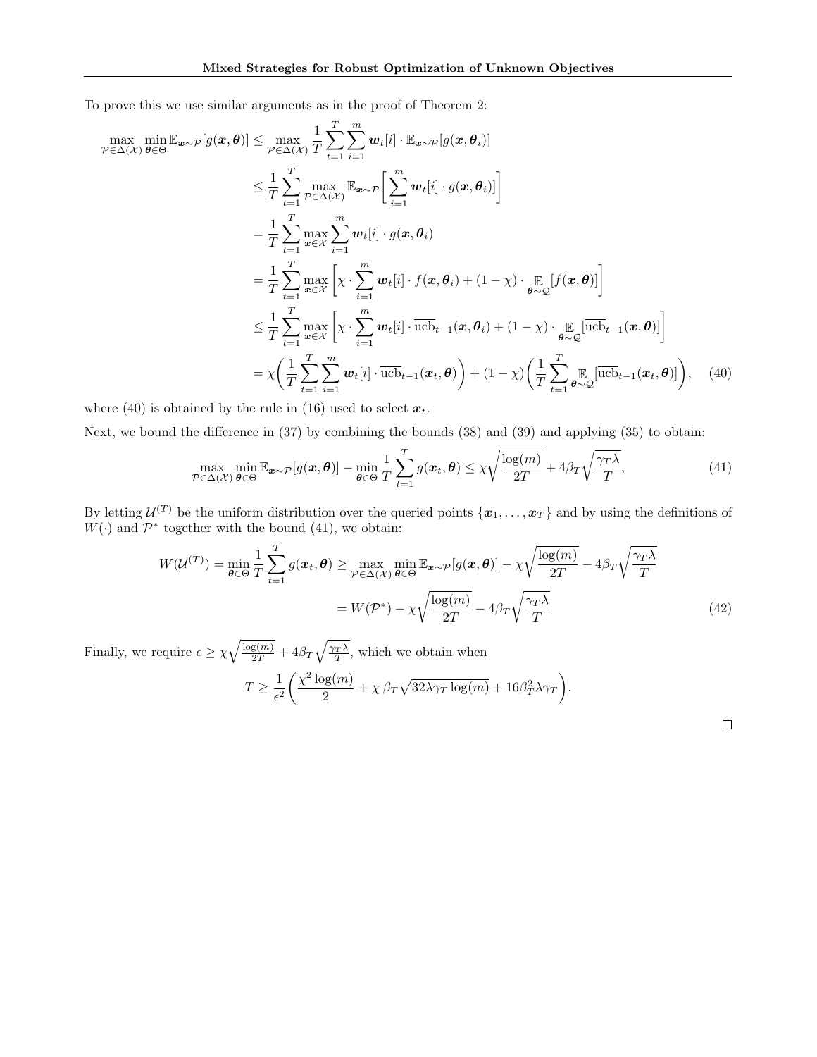To prove this we use similar arguments as in the proof of Theorem 2:

$$
\begin{aligned}
\max_{\mathcal{P}\in\Delta(\mathcal{X})} \min_{\boldsymbol{\theta}\in\Theta} \mathbb{E}_{\boldsymbol{x}\sim\mathcal{P}}[g(\boldsymbol{x},\boldsymbol{\theta})] &\leq \max_{\mathcal{P}\in\Delta(\mathcal{X})} \frac{1}{T}\sum_{t=1}^{T}\sum_{i=1}^{m} \boldsymbol{w}_t[i]\cdot \mathbb{E}_{\boldsymbol{x}\sim\mathcal{P}}[g(\boldsymbol{x},\boldsymbol{\theta}_i)] \\
&\leq \frac{1}{T}\sum_{t=1}^{T} \max_{\mathcal{P}\in\Delta(\mathcal{X})} \mathbb{E}_{\boldsymbol{x}\sim\mathcal{P}}\bigg[\sum_{i=1}^{m} \boldsymbol{w}_t[i]\cdot g(\boldsymbol{x},\boldsymbol{\theta}_i)\bigg] \\
&= \frac{1}{T}\sum_{t=1}^{T} \max_{\boldsymbol{x}\in\mathcal{X}} \sum_{i=1}^{m} \boldsymbol{w}_t[i]\cdot g(\boldsymbol{x},\boldsymbol{\theta}_i) \\
&= \frac{1}{T}\sum_{t=1}^{T} \max_{\boldsymbol{x}\in\mathcal{X}} \bigg[\chi\cdot\sum_{i=1}^{m} \boldsymbol{w}_t[i]\cdot f(\boldsymbol{x},\boldsymbol{\theta}_i) + (1-\chi)\cdot \mathop{\mathbb{E}}_{\boldsymbol{\theta}\sim\mathcal{Q}}[f(\boldsymbol{x},\boldsymbol{\theta})]\bigg] \\
&\leq \frac{1}{T}\sum_{t=1}^{T} \max_{\boldsymbol{x}\in\mathcal{X}} \bigg[\chi\cdot\sum_{i=1}^{m} \boldsymbol{w}_t[i]\cdot \overline{\mathrm{ucb}}_{t-1}(\boldsymbol{x},\boldsymbol{\theta}_i) + (1-\chi)\cdot \mathop{\mathbb{E}}_{\boldsymbol{\theta}\sim\mathcal{Q}}[\overline{\mathrm{ucb}}_{t-1}(\boldsymbol{x},\boldsymbol{\theta})]\bigg] \\
&= \chi\bigg(\frac{1}{T}\sum_{t=1}^{T}\sum_{i=1}^{m} \boldsymbol{w}_t[i]\cdot \overline{\mathrm{ucb}}_{t-1}(\boldsymbol{x}_t,\boldsymbol{\theta})\bigg) + (1-\chi)\bigg(\frac{1}{T}\sum_{t=1}^{T} \mathop{\mathbb{E}}_{\boldsymbol{\theta}\sim\mathcal{Q}}[\overline{\mathrm{ucb}}_{t-1}(\boldsymbol{x}_t,\boldsymbol{\theta})]\bigg), \qquad (40)
\end{aligned}
$$

where (40) is obtained by the rule in (16) used to select $\boldsymbol{x}_t$.

Next, we bound the difference in (37) by combining the bounds (38) and (39) and applying (35) to obtain:

$$
\max_{\mathcal{P}\in\Delta(\mathcal{X})} \min_{\boldsymbol{\theta}\in\Theta} \mathbb{E}_{\boldsymbol{x}\sim\mathcal{P}}[g(\boldsymbol{x},\boldsymbol{\theta})] - \min_{\boldsymbol{\theta}\in\Theta} \frac{1}{T}\sum_{t=1}^{T} g(\boldsymbol{x}_t,\boldsymbol{\theta}) \leq \chi\sqrt{\frac{\log(m)}{2T}} + 4\beta_T\sqrt{\frac{\gamma_T\lambda}{T}}, \qquad (41)
$$

By letting $\mathcal{U}^{(T)}$ be the uniform distribution over the queried points $\{\boldsymbol{x}_1,\dots,\boldsymbol{x}_T\}$ and by using the definitions of $W(\cdot)$ and $\mathcal{P}^*$ together with the bound (41), we obtain:

$$
\begin{aligned}
W(\mathcal{U}^{(T)}) = \min_{\boldsymbol{\theta}\in\Theta} \frac{1}{T}\sum_{t=1}^{T} g(\boldsymbol{x}_t,\boldsymbol{\theta}) &\geq \max_{\mathcal{P}\in\Delta(\mathcal{X})} \min_{\boldsymbol{\theta}\in\Theta} \mathbb{E}_{\boldsymbol{x}\sim\mathcal{P}}[g(\boldsymbol{x},\boldsymbol{\theta})] - \chi\sqrt{\frac{\log(m)}{2T}} - 4\beta_T\sqrt{\frac{\gamma_T\lambda}{T}} \\
&= W(\mathcal{P}^*) - \chi\sqrt{\frac{\log(m)}{2T}} - 4\beta_T\sqrt{\frac{\gamma_T\lambda}{T}} \qquad (42)
\end{aligned}
$$

Finally, we require $\epsilon \geq \chi\sqrt{\frac{\log(m)}{2T}} + 4\beta_T\sqrt{\frac{\gamma_T\lambda}{T}}$, which we obtain when

$$
T \geq \frac{1}{\epsilon^2}\bigg(\frac{\chi^2\log(m)}{2} + \chi\,\beta_T\sqrt{32\lambda\gamma_T\log(m)} + 16\beta_T^2\lambda\gamma_T\bigg).
$$

□